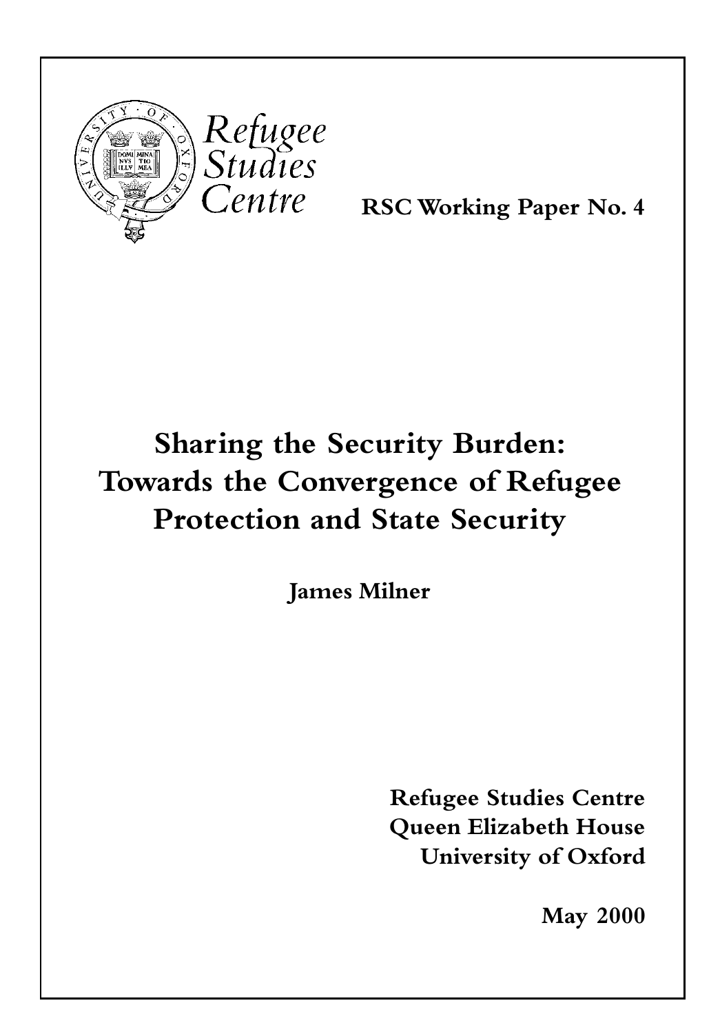Refugee Studies Centre

**RSC Working Paper No. 4**

# Sharing the Security Burden: Towards the Convergence of Refugee Protection and State Security

**James Milner**

**Refugee Studies Centre**
**Queen Elizabeth House**
**University of Oxford**

**May 2000**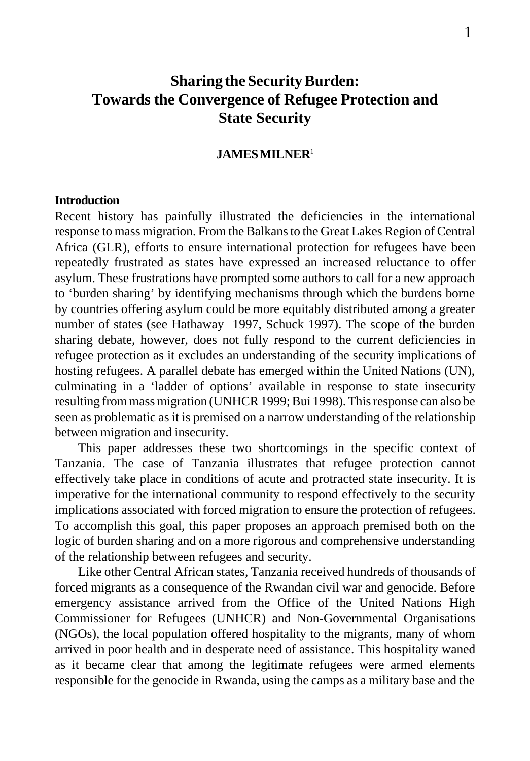# Sharing the Security Burden: Towards the Convergence of Refugee Protection and State Security

**JAMES MILNER**[1]

**Introduction**

Recent history has painfully illustrated the deficiencies in the international response to mass migration. From the Balkans to the Great Lakes Region of Central Africa (GLR), efforts to ensure international protection for refugees have been repeatedly frustrated as states have expressed an increased reluctance to offer asylum. These frustrations have prompted some authors to call for a new approach to 'burden sharing' by identifying mechanisms through which the burdens borne by countries offering asylum could be more equitably distributed among a greater number of states (see Hathaway 1997, Schuck 1997). The scope of the burden sharing debate, however, does not fully respond to the current deficiencies in refugee protection as it excludes an understanding of the security implications of hosting refugees. A parallel debate has emerged within the United Nations (UN), culminating in a 'ladder of options' available in response to state insecurity resulting from mass migration (UNHCR 1999; Bui 1998). This response can also be seen as problematic as it is premised on a narrow understanding of the relationship between migration and insecurity.

This paper addresses these two shortcomings in the specific context of Tanzania. The case of Tanzania illustrates that refugee protection cannot effectively take place in conditions of acute and protracted state insecurity. It is imperative for the international community to respond effectively to the security implications associated with forced migration to ensure the protection of refugees. To accomplish this goal, this paper proposes an approach premised both on the logic of burden sharing and on a more rigorous and comprehensive understanding of the relationship between refugees and security.

Like other Central African states, Tanzania received hundreds of thousands of forced migrants as a consequence of the Rwandan civil war and genocide. Before emergency assistance arrived from the Office of the United Nations High Commissioner for Refugees (UNHCR) and Non-Governmental Organisations (NGOs), the local population offered hospitality to the migrants, many of whom arrived in poor health and in desperate need of assistance. This hospitality waned as it became clear that among the legitimate refugees were armed elements responsible for the genocide in Rwanda, using the camps as a military base and the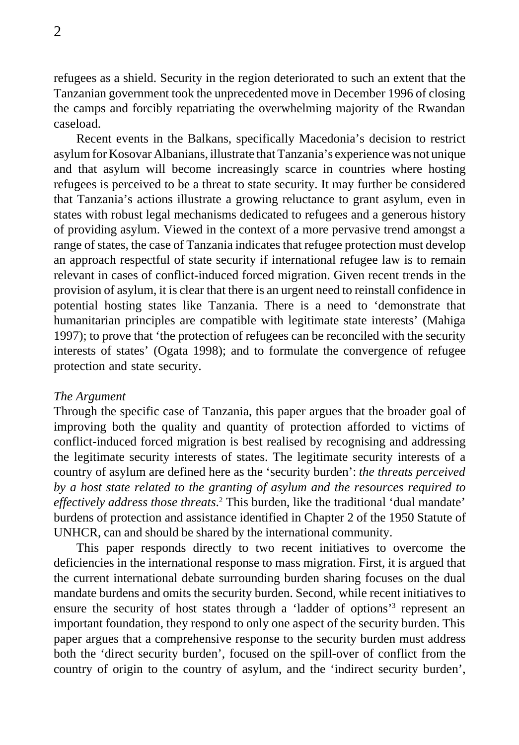refugees as a shield. Security in the region deteriorated to such an extent that the Tanzanian government took the unprecedented move in December 1996 of closing the camps and forcibly repatriating the overwhelming majority of the Rwandan caseload.

Recent events in the Balkans, specifically Macedonia's decision to restrict asylum for Kosovar Albanians, illustrate that Tanzania's experience was not unique and that asylum will become increasingly scarce in countries where hosting refugees is perceived to be a threat to state security. It may further be considered that Tanzania's actions illustrate a growing reluctance to grant asylum, even in states with robust legal mechanisms dedicated to refugees and a generous history of providing asylum. Viewed in the context of a more pervasive trend amongst a range of states, the case of Tanzania indicates that refugee protection must develop an approach respectful of state security if international refugee law is to remain relevant in cases of conflict-induced forced migration. Given recent trends in the provision of asylum, it is clear that there is an urgent need to reinstall confidence in potential hosting states like Tanzania. There is a need to 'demonstrate that humanitarian principles are compatible with legitimate state interests' (Mahiga 1997); to prove that 'the protection of refugees can be reconciled with the security interests of states' (Ogata 1998); and to formulate the convergence of refugee protection and state security.

*The Argument*

Through the specific case of Tanzania, this paper argues that the broader goal of improving both the quality and quantity of protection afforded to victims of conflict-induced forced migration is best realised by recognising and addressing the legitimate security interests of states. The legitimate security interests of a country of asylum are defined here as the 'security burden': *the threats perceived by a host state related to the granting of asylum and the resources required to effectively address those threats*.[2] This burden, like the traditional 'dual mandate' burdens of protection and assistance identified in Chapter 2 of the 1950 Statute of UNHCR, can and should be shared by the international community.

This paper responds directly to two recent initiatives to overcome the deficiencies in the international response to mass migration. First, it is argued that the current international debate surrounding burden sharing focuses on the dual mandate burdens and omits the security burden. Second, while recent initiatives to ensure the security of host states through a 'ladder of options'[3] represent an important foundation, they respond to only one aspect of the security burden. This paper argues that a comprehensive response to the security burden must address both the 'direct security burden', focused on the spill-over of conflict from the country of origin to the country of asylum, and the 'indirect security burden',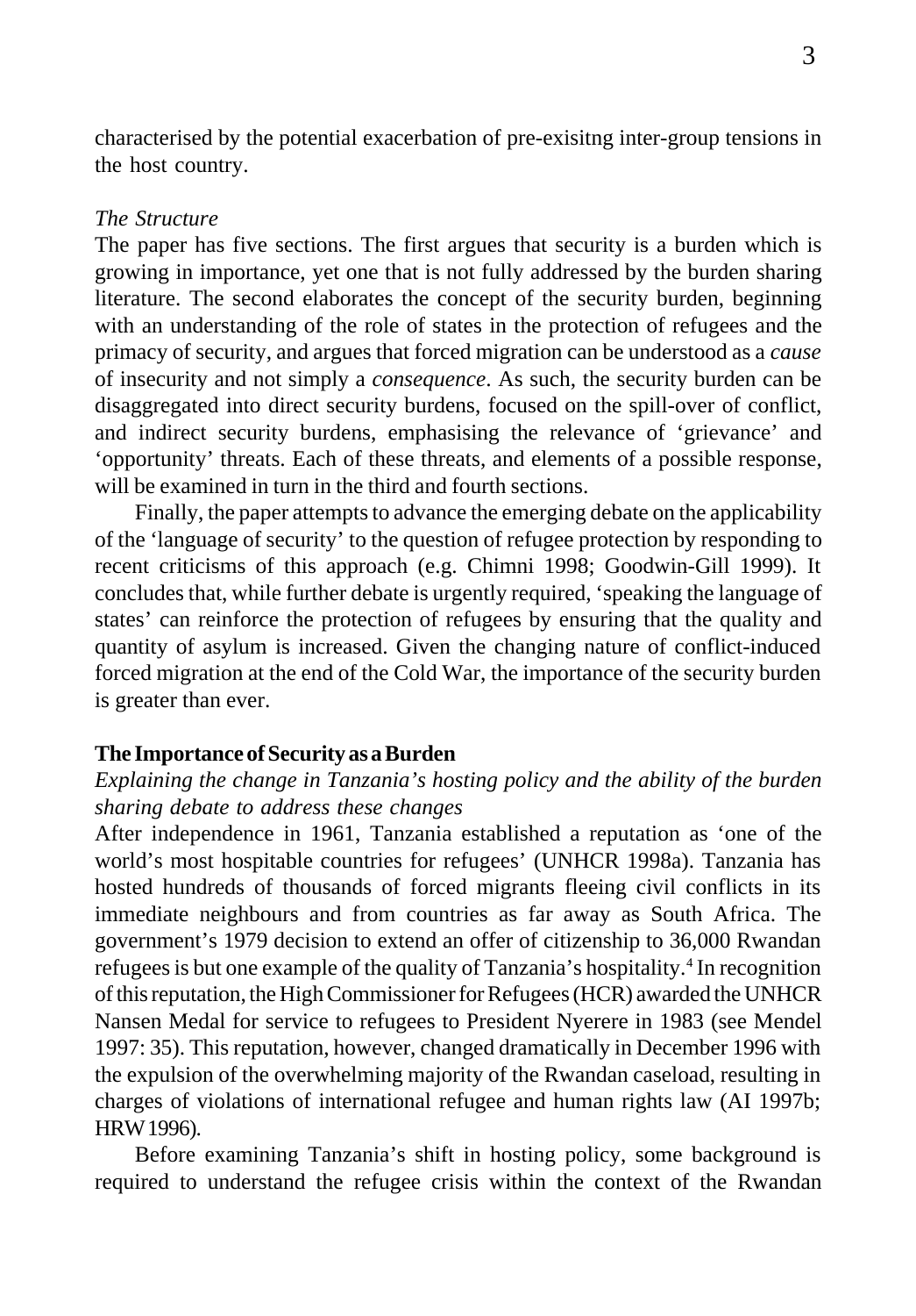characterised by the potential exacerbation of pre-exisitng inter-group tensions in the host country.

*The Structure*

The paper has five sections. The first argues that security is a burden which is growing in importance, yet one that is not fully addressed by the burden sharing literature. The second elaborates the concept of the security burden, beginning with an understanding of the role of states in the protection of refugees and the primacy of security, and argues that forced migration can be understood as a *cause* of insecurity and not simply a *consequence*. As such, the security burden can be disaggregated into direct security burdens, focused on the spill-over of conflict, and indirect security burdens, emphasising the relevance of 'grievance' and 'opportunity' threats. Each of these threats, and elements of a possible response, will be examined in turn in the third and fourth sections.

Finally, the paper attempts to advance the emerging debate on the applicability of the 'language of security' to the question of refugee protection by responding to recent criticisms of this approach (e.g. Chimni 1998; Goodwin-Gill 1999). It concludes that, while further debate is urgently required, 'speaking the language of states' can reinforce the protection of refugees by ensuring that the quality and quantity of asylum is increased. Given the changing nature of conflict-induced forced migration at the end of the Cold War, the importance of the security burden is greater than ever.

**The Importance of Security as a Burden**

*Explaining the change in Tanzania's hosting policy and the ability of the burden sharing debate to address these changes*

After independence in 1961, Tanzania established a reputation as 'one of the world's most hospitable countries for refugees' (UNHCR 1998a). Tanzania has hosted hundreds of thousands of forced migrants fleeing civil conflicts in its immediate neighbours and from countries as far away as South Africa. The government's 1979 decision to extend an offer of citizenship to 36,000 Rwandan refugees is but one example of the quality of Tanzania's hospitality.[4] In recognition of this reputation, the High Commissioner for Refugees (HCR) awarded the UNHCR Nansen Medal for service to refugees to President Nyerere in 1983 (see Mendel 1997: 35). This reputation, however, changed dramatically in December 1996 with the expulsion of the overwhelming majority of the Rwandan caseload, resulting in charges of violations of international refugee and human rights law (AI 1997b; HRW 1996).

Before examining Tanzania's shift in hosting policy, some background is required to understand the refugee crisis within the context of the Rwandan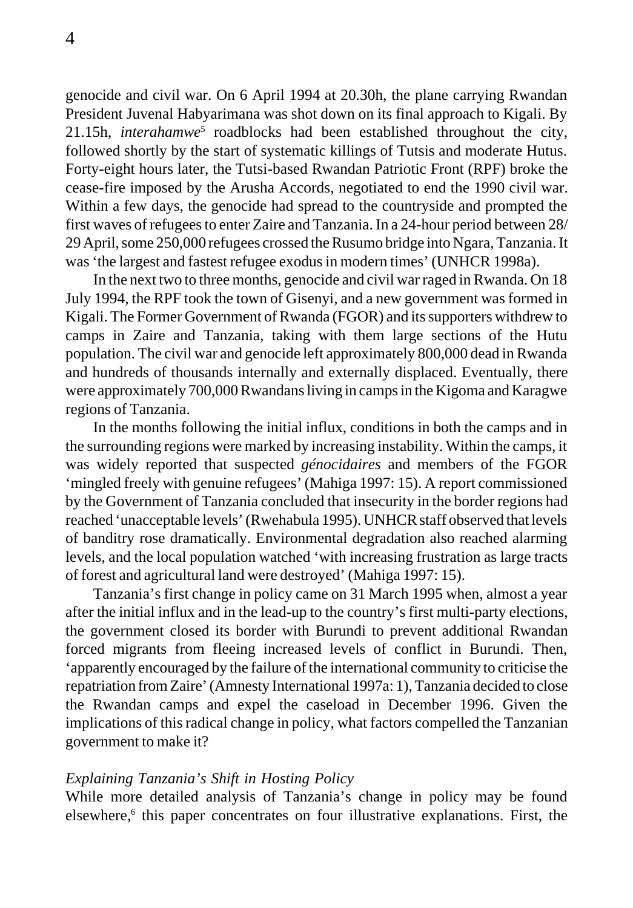genocide and civil war. On 6 April 1994 at 20.30h, the plane carrying Rwandan President Juvenal Habyarimana was shot down on its final approach to Kigali. By 21.15h, *interahamwe*[5] roadblocks had been established throughout the city, followed shortly by the start of systematic killings of Tutsis and moderate Hutus. Forty-eight hours later, the Tutsi-based Rwandan Patriotic Front (RPF) broke the cease-fire imposed by the Arusha Accords, negotiated to end the 1990 civil war. Within a few days, the genocide had spread to the countryside and prompted the first waves of refugees to enter Zaire and Tanzania. In a 24-hour period between 28/29 April, some 250,000 refugees crossed the Rusumo bridge into Ngara, Tanzania. It was 'the largest and fastest refugee exodus in modern times' (UNHCR 1998a).

In the next two to three months, genocide and civil war raged in Rwanda. On 18 July 1994, the RPF took the town of Gisenyi, and a new government was formed in Kigali. The Former Government of Rwanda (FGOR) and its supporters withdrew to camps in Zaire and Tanzania, taking with them large sections of the Hutu population. The civil war and genocide left approximately 800,000 dead in Rwanda and hundreds of thousands internally and externally displaced. Eventually, there were approximately 700,000 Rwandans living in camps in the Kigoma and Karagwe regions of Tanzania.

In the months following the initial influx, conditions in both the camps and in the surrounding regions were marked by increasing instability. Within the camps, it was widely reported that suspected *génocidaires* and members of the FGOR 'mingled freely with genuine refugees' (Mahiga 1997: 15). A report commissioned by the Government of Tanzania concluded that insecurity in the border regions had reached 'unacceptable levels' (Rwehabula 1995). UNHCR staff observed that levels of banditry rose dramatically. Environmental degradation also reached alarming levels, and the local population watched 'with increasing frustration as large tracts of forest and agricultural land were destroyed' (Mahiga 1997: 15).

Tanzania's first change in policy came on 31 March 1995 when, almost a year after the initial influx and in the lead-up to the country's first multi-party elections, the government closed its border with Burundi to prevent additional Rwandan forced migrants from fleeing increased levels of conflict in Burundi. Then, 'apparently encouraged by the failure of the international community to criticise the repatriation from Zaire' (Amnesty International 1997a: 1), Tanzania decided to close the Rwandan camps and expel the caseload in December 1996. Given the implications of this radical change in policy, what factors compelled the Tanzanian government to make it?

### *Explaining Tanzania's Shift in Hosting Policy*

While more detailed analysis of Tanzania's change in policy may be found elsewhere,[6] this paper concentrates on four illustrative explanations. First, the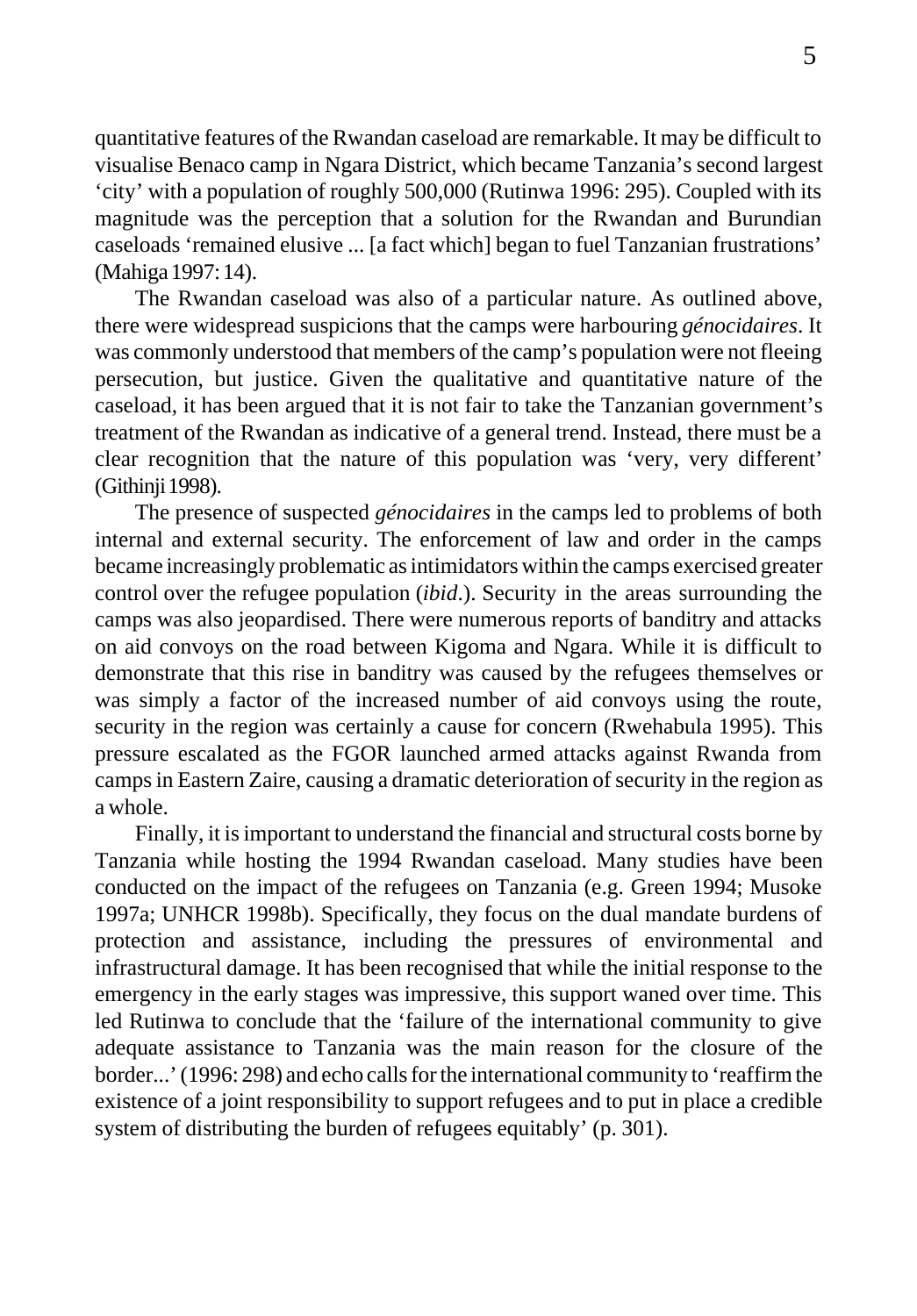quantitative features of the Rwandan caseload are remarkable. It may be difficult to visualise Benaco camp in Ngara District, which became Tanzania's second largest 'city' with a population of roughly 500,000 (Rutinwa 1996: 295). Coupled with its magnitude was the perception that a solution for the Rwandan and Burundian caseloads 'remained elusive ... [a fact which] began to fuel Tanzanian frustrations' (Mahiga 1997: 14).

The Rwandan caseload was also of a particular nature. As outlined above, there were widespread suspicions that the camps were harbouring *génocidaires*. It was commonly understood that members of the camp's population were not fleeing persecution, but justice. Given the qualitative and quantitative nature of the caseload, it has been argued that it is not fair to take the Tanzanian government's treatment of the Rwandan as indicative of a general trend. Instead, there must be a clear recognition that the nature of this population was 'very, very different' (Githinji 1998).

The presence of suspected *génocidaires* in the camps led to problems of both internal and external security. The enforcement of law and order in the camps became increasingly problematic as intimidators within the camps exercised greater control over the refugee population (*ibid*.). Security in the areas surrounding the camps was also jeopardised. There were numerous reports of banditry and attacks on aid convoys on the road between Kigoma and Ngara. While it is difficult to demonstrate that this rise in banditry was caused by the refugees themselves or was simply a factor of the increased number of aid convoys using the route, security in the region was certainly a cause for concern (Rwehabula 1995). This pressure escalated as the FGOR launched armed attacks against Rwanda from camps in Eastern Zaire, causing a dramatic deterioration of security in the region as a whole.

Finally, it is important to understand the financial and structural costs borne by Tanzania while hosting the 1994 Rwandan caseload. Many studies have been conducted on the impact of the refugees on Tanzania (e.g. Green 1994; Musoke 1997a; UNHCR 1998b). Specifically, they focus on the dual mandate burdens of protection and assistance, including the pressures of environmental and infrastructural damage. It has been recognised that while the initial response to the emergency in the early stages was impressive, this support waned over time. This led Rutinwa to conclude that the 'failure of the international community to give adequate assistance to Tanzania was the main reason for the closure of the border...' (1996: 298) and echo calls for the international community to 'reaffirm the existence of a joint responsibility to support refugees and to put in place a credible system of distributing the burden of refugees equitably' (p. 301).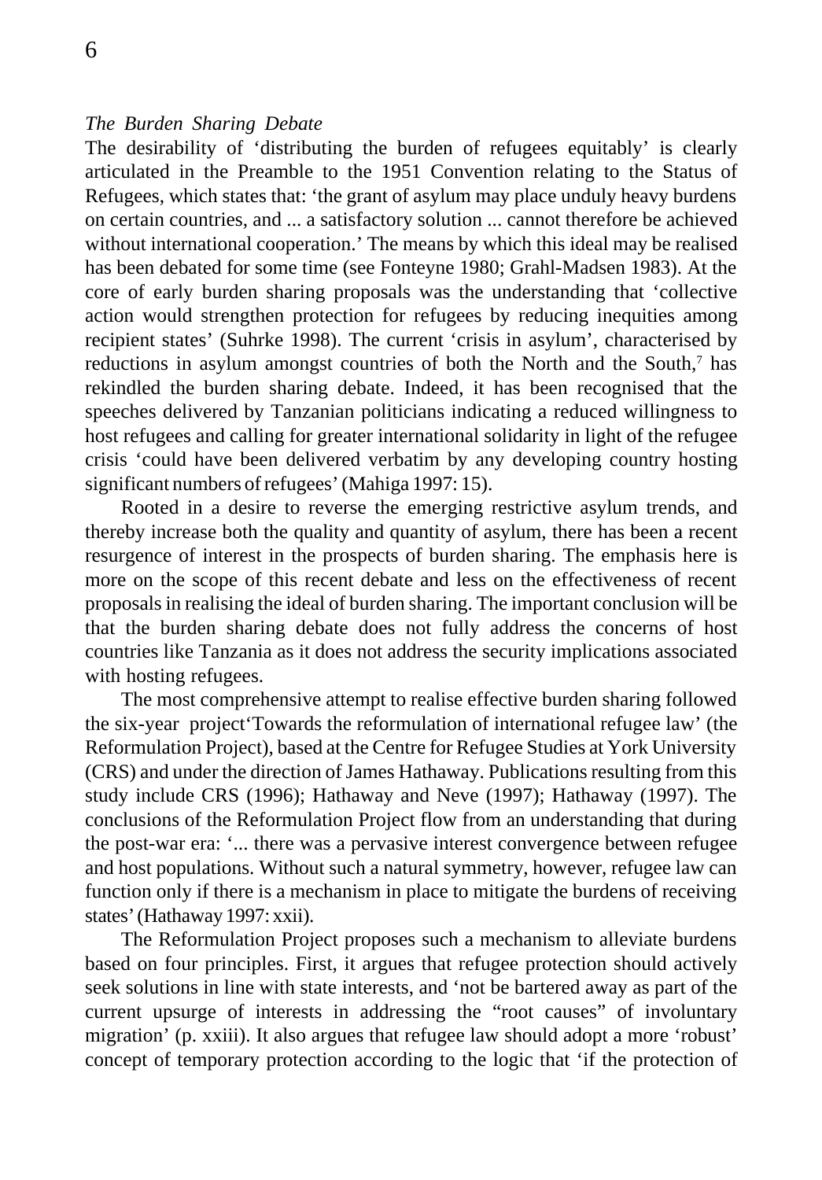*The Burden Sharing Debate*

The desirability of 'distributing the burden of refugees equitably' is clearly articulated in the Preamble to the 1951 Convention relating to the Status of Refugees, which states that: 'the grant of asylum may place unduly heavy burdens on certain countries, and ... a satisfactory solution ... cannot therefore be achieved without international cooperation.' The means by which this ideal may be realised has been debated for some time (see Fonteyne 1980; Grahl-Madsen 1983). At the core of early burden sharing proposals was the understanding that 'collective action would strengthen protection for refugees by reducing inequities among recipient states' (Suhrke 1998). The current 'crisis in asylum', characterised by reductions in asylum amongst countries of both the North and the South,[7] has rekindled the burden sharing debate. Indeed, it has been recognised that the speeches delivered by Tanzanian politicians indicating a reduced willingness to host refugees and calling for greater international solidarity in light of the refugee crisis 'could have been delivered verbatim by any developing country hosting significant numbers of refugees' (Mahiga 1997: 15).

Rooted in a desire to reverse the emerging restrictive asylum trends, and thereby increase both the quality and quantity of asylum, there has been a recent resurgence of interest in the prospects of burden sharing. The emphasis here is more on the scope of this recent debate and less on the effectiveness of recent proposals in realising the ideal of burden sharing. The important conclusion will be that the burden sharing debate does not fully address the concerns of host countries like Tanzania as it does not address the security implications associated with hosting refugees.

The most comprehensive attempt to realise effective burden sharing followed the six-year project'Towards the reformulation of international refugee law' (the Reformulation Project), based at the Centre for Refugee Studies at York University (CRS) and under the direction of James Hathaway. Publications resulting from this study include CRS (1996); Hathaway and Neve (1997); Hathaway (1997). The conclusions of the Reformulation Project flow from an understanding that during the post-war era: '... there was a pervasive interest convergence between refugee and host populations. Without such a natural symmetry, however, refugee law can function only if there is a mechanism in place to mitigate the burdens of receiving states' (Hathaway 1997: xxii).

The Reformulation Project proposes such a mechanism to alleviate burdens based on four principles. First, it argues that refugee protection should actively seek solutions in line with state interests, and 'not be bartered away as part of the current upsurge of interests in addressing the "root causes" of involuntary migration' (p. xxiii). It also argues that refugee law should adopt a more 'robust' concept of temporary protection according to the logic that 'if the protection of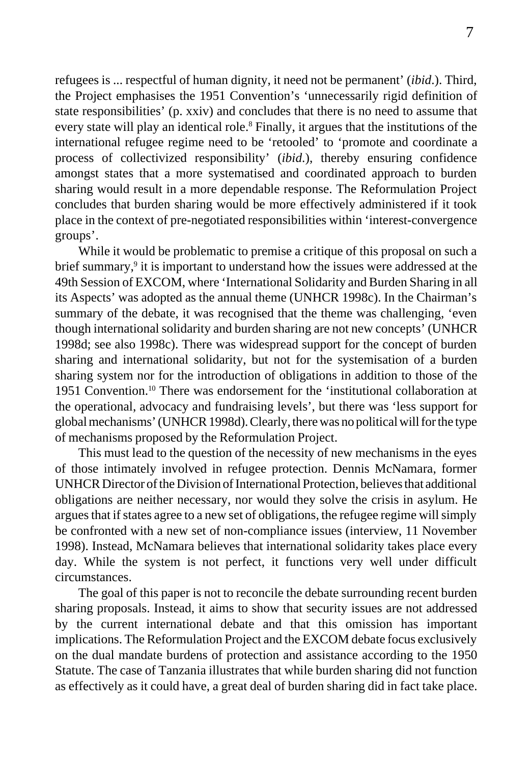refugees is ... respectful of human dignity, it need not be permanent' (*ibid*.). Third, the Project emphasises the 1951 Convention's 'unnecessarily rigid definition of state responsibilities' (p. xxiv) and concludes that there is no need to assume that every state will play an identical role.[8] Finally, it argues that the institutions of the international refugee regime need to be 'retooled' to 'promote and coordinate a process of collectivized responsibility' (*ibid*.), thereby ensuring confidence amongst states that a more systematised and coordinated approach to burden sharing would result in a more dependable response. The Reformulation Project concludes that burden sharing would be more effectively administered if it took place in the context of pre-negotiated responsibilities within 'interest-convergence groups'.

While it would be problematic to premise a critique of this proposal on such a brief summary,[9] it is important to understand how the issues were addressed at the 49th Session of EXCOM, where 'International Solidarity and Burden Sharing in all its Aspects' was adopted as the annual theme (UNHCR 1998c). In the Chairman's summary of the debate, it was recognised that the theme was challenging, 'even though international solidarity and burden sharing are not new concepts' (UNHCR 1998d; see also 1998c). There was widespread support for the concept of burden sharing and international solidarity, but not for the systemisation of a burden sharing system nor for the introduction of obligations in addition to those of the 1951 Convention.[10] There was endorsement for the 'institutional collaboration at the operational, advocacy and fundraising levels', but there was 'less support for global mechanisms' (UNHCR 1998d). Clearly, there was no political will for the type of mechanisms proposed by the Reformulation Project.

This must lead to the question of the necessity of new mechanisms in the eyes of those intimately involved in refugee protection. Dennis McNamara, former UNHCR Director of the Division of International Protection, believes that additional obligations are neither necessary, nor would they solve the crisis in asylum. He argues that if states agree to a new set of obligations, the refugee regime will simply be confronted with a new set of non-compliance issues (interview, 11 November 1998). Instead, McNamara believes that international solidarity takes place every day. While the system is not perfect, it functions very well under difficult circumstances.

The goal of this paper is not to reconcile the debate surrounding recent burden sharing proposals. Instead, it aims to show that security issues are not addressed by the current international debate and that this omission has important implications. The Reformulation Project and the EXCOM debate focus exclusively on the dual mandate burdens of protection and assistance according to the 1950 Statute. The case of Tanzania illustrates that while burden sharing did not function as effectively as it could have, a great deal of burden sharing did in fact take place.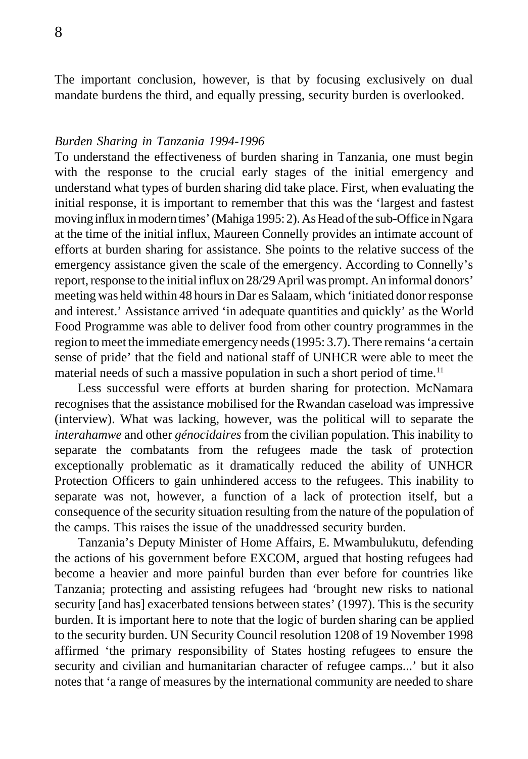The important conclusion, however, is that by focusing exclusively on dual mandate burdens the third, and equally pressing, security burden is overlooked.

*Burden Sharing in Tanzania 1994-1996*

To understand the effectiveness of burden sharing in Tanzania, one must begin with the response to the crucial early stages of the initial emergency and understand what types of burden sharing did take place. First, when evaluating the initial response, it is important to remember that this was the 'largest and fastest moving influx in modern times' (Mahiga 1995: 2). As Head of the sub-Office in Ngara at the time of the initial influx, Maureen Connelly provides an intimate account of efforts at burden sharing for assistance. She points to the relative success of the emergency assistance given the scale of the emergency. According to Connelly's report, response to the initial influx on 28/29 April was prompt. An informal donors' meeting was held within 48 hours in Dar es Salaam, which 'initiated donor response and interest.' Assistance arrived 'in adequate quantities and quickly' as the World Food Programme was able to deliver food from other country programmes in the region to meet the immediate emergency needs (1995: 3.7). There remains 'a certain sense of pride' that the field and national staff of UNHCR were able to meet the material needs of such a massive population in such a short period of time.[11]

Less successful were efforts at burden sharing for protection. McNamara recognises that the assistance mobilised for the Rwandan caseload was impressive (interview). What was lacking, however, was the political will to separate the *interahamwe* and other *génocidaires* from the civilian population. This inability to separate the combatants from the refugees made the task of protection exceptionally problematic as it dramatically reduced the ability of UNHCR Protection Officers to gain unhindered access to the refugees. This inability to separate was not, however, a function of a lack of protection itself, but a consequence of the security situation resulting from the nature of the population of the camps. This raises the issue of the unaddressed security burden.

Tanzania's Deputy Minister of Home Affairs, E. Mwambulukutu, defending the actions of his government before EXCOM, argued that hosting refugees had become a heavier and more painful burden than ever before for countries like Tanzania; protecting and assisting refugees had 'brought new risks to national security [and has] exacerbated tensions between states' (1997). This is the security burden. It is important here to note that the logic of burden sharing can be applied to the security burden. UN Security Council resolution 1208 of 19 November 1998 affirmed 'the primary responsibility of States hosting refugees to ensure the security and civilian and humanitarian character of refugee camps...' but it also notes that 'a range of measures by the international community are needed to share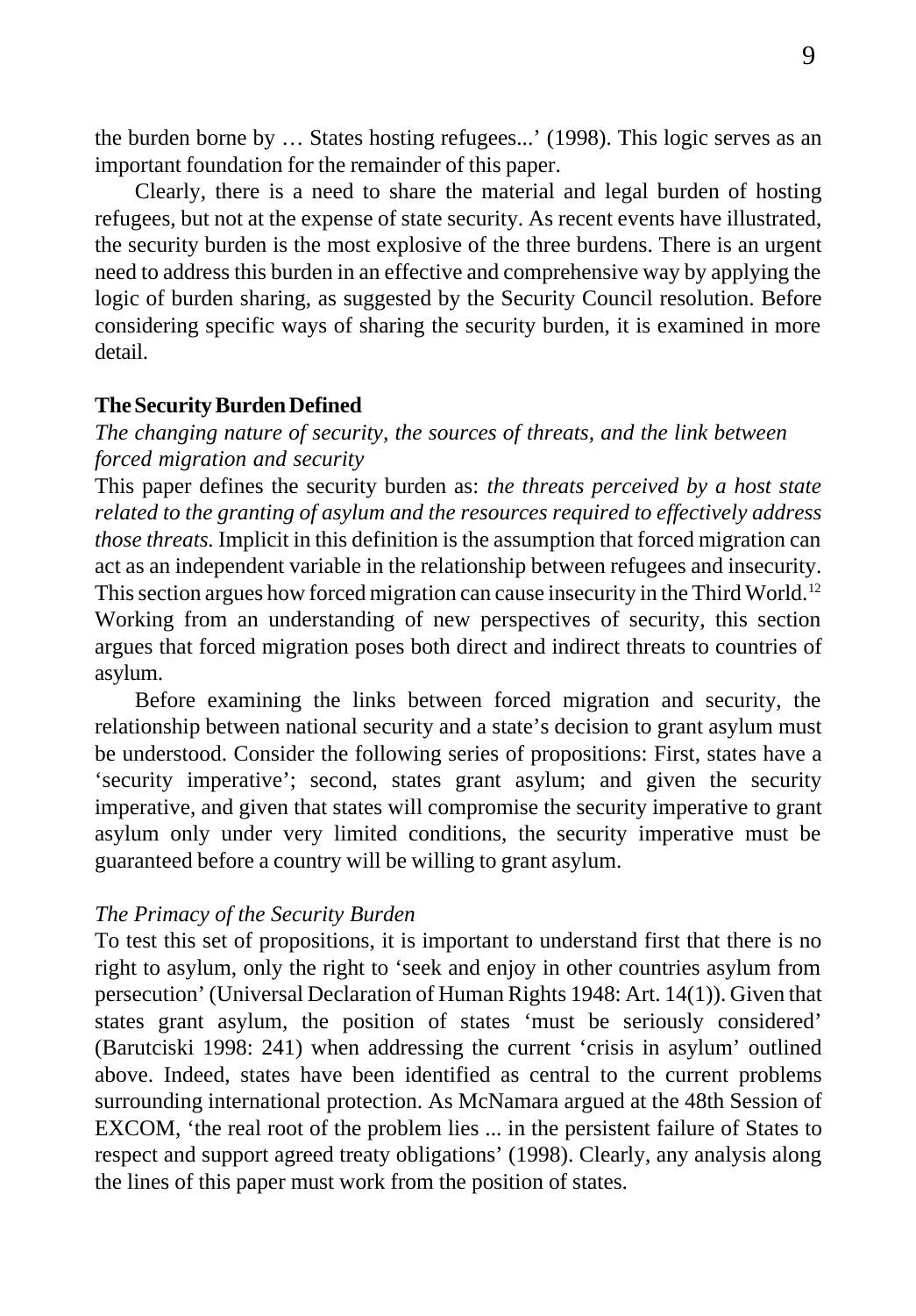the burden borne by … States hosting refugees...' (1998). This logic serves as an important foundation for the remainder of this paper.

Clearly, there is a need to share the material and legal burden of hosting refugees, but not at the expense of state security. As recent events have illustrated, the security burden is the most explosive of the three burdens. There is an urgent need to address this burden in an effective and comprehensive way by applying the logic of burden sharing, as suggested by the Security Council resolution. Before considering specific ways of sharing the security burden, it is examined in more detail.

## The Security Burden Defined

*The changing nature of security, the sources of threats, and the link between forced migration and security*

This paper defines the security burden as: *the threats perceived by a host state related to the granting of asylum and the resources required to effectively address those threats.* Implicit in this definition is the assumption that forced migration can act as an independent variable in the relationship between refugees and insecurity. This section argues how forced migration can cause insecurity in the Third World.[12] Working from an understanding of new perspectives of security, this section argues that forced migration poses both direct and indirect threats to countries of asylum.

Before examining the links between forced migration and security, the relationship between national security and a state's decision to grant asylum must be understood. Consider the following series of propositions: First, states have a 'security imperative'; second, states grant asylum; and given the security imperative, and given that states will compromise the security imperative to grant asylum only under very limited conditions, the security imperative must be guaranteed before a country will be willing to grant asylum.

### *The Primacy of the Security Burden*

To test this set of propositions, it is important to understand first that there is no right to asylum, only the right to 'seek and enjoy in other countries asylum from persecution' (Universal Declaration of Human Rights 1948: Art. 14(1)). Given that states grant asylum, the position of states 'must be seriously considered' (Barutciski 1998: 241) when addressing the current 'crisis in asylum' outlined above. Indeed, states have been identified as central to the current problems surrounding international protection. As McNamara argued at the 48th Session of EXCOM, 'the real root of the problem lies ... in the persistent failure of States to respect and support agreed treaty obligations' (1998). Clearly, any analysis along the lines of this paper must work from the position of states.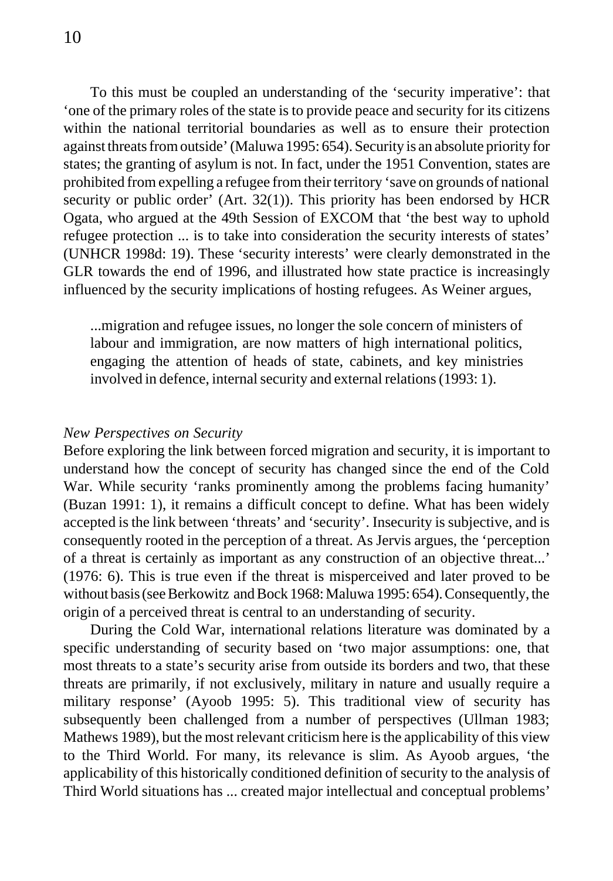To this must be coupled an understanding of the 'security imperative': that 'one of the primary roles of the state is to provide peace and security for its citizens within the national territorial boundaries as well as to ensure their protection against threats from outside' (Maluwa 1995: 654). Security is an absolute priority for states; the granting of asylum is not. In fact, under the 1951 Convention, states are prohibited from expelling a refugee from their territory 'save on grounds of national security or public order' (Art. 32(1)). This priority has been endorsed by HCR Ogata, who argued at the 49th Session of EXCOM that 'the best way to uphold refugee protection ... is to take into consideration the security interests of states' (UNHCR 1998d: 19). These 'security interests' were clearly demonstrated in the GLR towards the end of 1996, and illustrated how state practice is increasingly influenced by the security implications of hosting refugees. As Weiner argues,

> ...migration and refugee issues, no longer the sole concern of ministers of labour and immigration, are now matters of high international politics, engaging the attention of heads of state, cabinets, and key ministries involved in defence, internal security and external relations (1993: 1).

*New Perspectives on Security*

Before exploring the link between forced migration and security, it is important to understand how the concept of security has changed since the end of the Cold War. While security 'ranks prominently among the problems facing humanity' (Buzan 1991: 1), it remains a difficult concept to define. What has been widely accepted is the link between 'threats' and 'security'. Insecurity is subjective, and is consequently rooted in the perception of a threat. As Jervis argues, the 'perception of a threat is certainly as important as any construction of an objective threat...' (1976: 6). This is true even if the threat is misperceived and later proved to be without basis (see Berkowitz and Bock 1968: Maluwa 1995: 654). Consequently, the origin of a perceived threat is central to an understanding of security.

During the Cold War, international relations literature was dominated by a specific understanding of security based on 'two major assumptions: one, that most threats to a state's security arise from outside its borders and two, that these threats are primarily, if not exclusively, military in nature and usually require a military response' (Ayoob 1995: 5). This traditional view of security has subsequently been challenged from a number of perspectives (Ullman 1983; Mathews 1989), but the most relevant criticism here is the applicability of this view to the Third World. For many, its relevance is slim. As Ayoob argues, 'the applicability of this historically conditioned definition of security to the analysis of Third World situations has ... created major intellectual and conceptual problems'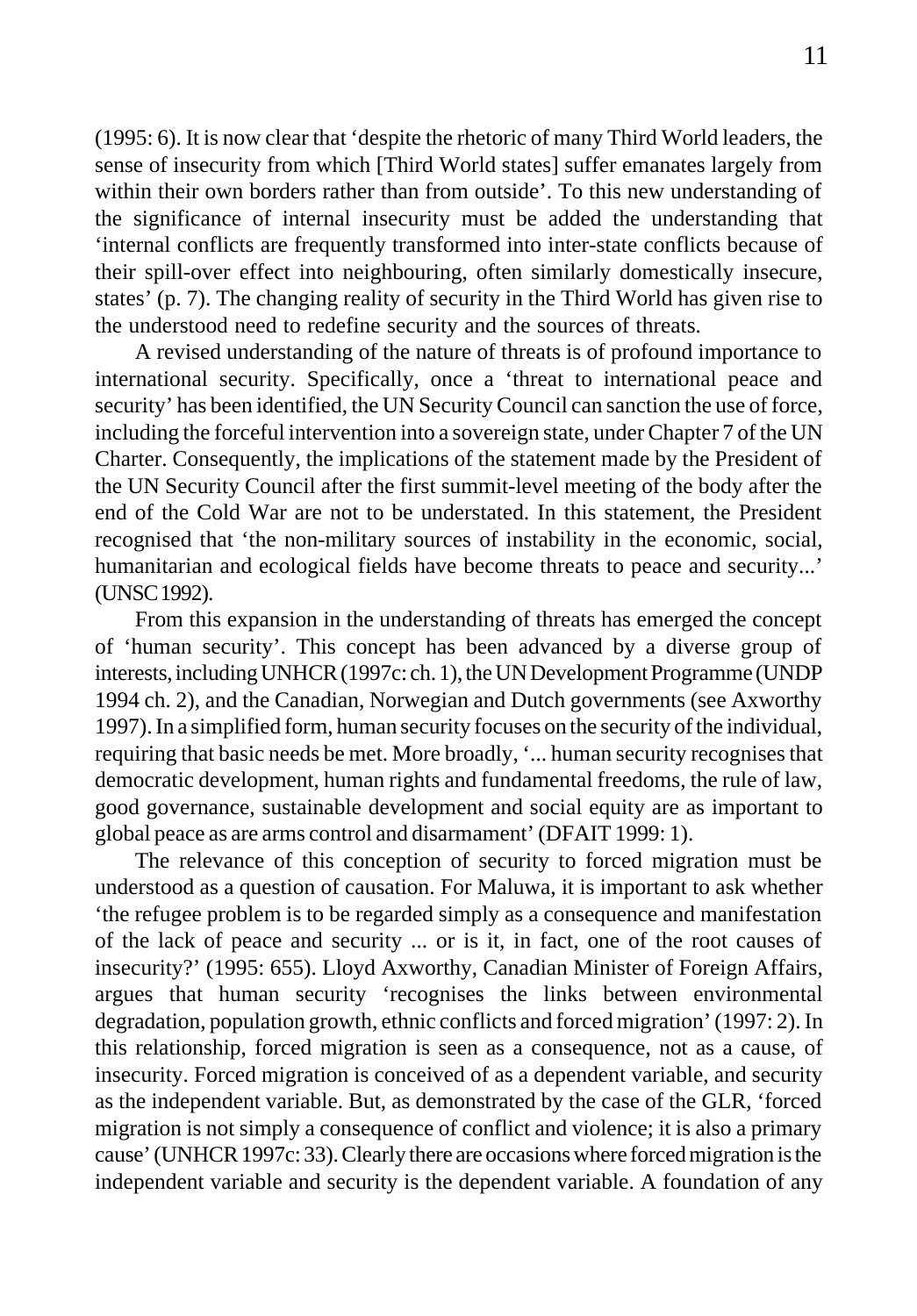(1995: 6). It is now clear that 'despite the rhetoric of many Third World leaders, the sense of insecurity from which [Third World states] suffer emanates largely from within their own borders rather than from outside'. To this new understanding of the significance of internal insecurity must be added the understanding that 'internal conflicts are frequently transformed into inter-state conflicts because of their spill-over effect into neighbouring, often similarly domestically insecure, states' (p. 7). The changing reality of security in the Third World has given rise to the understood need to redefine security and the sources of threats.

A revised understanding of the nature of threats is of profound importance to international security. Specifically, once a 'threat to international peace and security' has been identified, the UN Security Council can sanction the use of force, including the forceful intervention into a sovereign state, under Chapter 7 of the UN Charter. Consequently, the implications of the statement made by the President of the UN Security Council after the first summit-level meeting of the body after the end of the Cold War are not to be understated. In this statement, the President recognised that 'the non-military sources of instability in the economic, social, humanitarian and ecological fields have become threats to peace and security...' (UNSC 1992).

From this expansion in the understanding of threats has emerged the concept of 'human security'. This concept has been advanced by a diverse group of interests, including UNHCR (1997c: ch. 1), the UN Development Programme (UNDP 1994 ch. 2), and the Canadian, Norwegian and Dutch governments (see Axworthy 1997). In a simplified form, human security focuses on the security of the individual, requiring that basic needs be met. More broadly, '... human security recognises that democratic development, human rights and fundamental freedoms, the rule of law, good governance, sustainable development and social equity are as important to global peace as are arms control and disarmament' (DFAIT 1999: 1).

The relevance of this conception of security to forced migration must be understood as a question of causation. For Maluwa, it is important to ask whether 'the refugee problem is to be regarded simply as a consequence and manifestation of the lack of peace and security ... or is it, in fact, one of the root causes of insecurity?' (1995: 655). Lloyd Axworthy, Canadian Minister of Foreign Affairs, argues that human security 'recognises the links between environmental degradation, population growth, ethnic conflicts and forced migration' (1997: 2). In this relationship, forced migration is seen as a consequence, not as a cause, of insecurity. Forced migration is conceived of as a dependent variable, and security as the independent variable. But, as demonstrated by the case of the GLR, 'forced migration is not simply a consequence of conflict and violence; it is also a primary cause' (UNHCR 1997c: 33). Clearly there are occasions where forced migration is the independent variable and security is the dependent variable. A foundation of any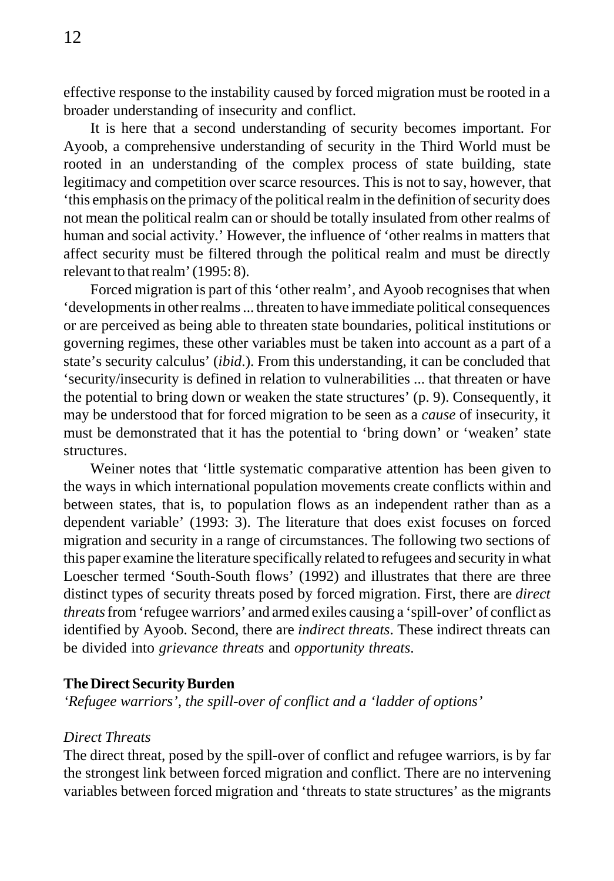effective response to the instability caused by forced migration must be rooted in a broader understanding of insecurity and conflict.

It is here that a second understanding of security becomes important. For Ayoob, a comprehensive understanding of security in the Third World must be rooted in an understanding of the complex process of state building, state legitimacy and competition over scarce resources. This is not to say, however, that 'this emphasis on the primacy of the political realm in the definition of security does not mean the political realm can or should be totally insulated from other realms of human and social activity.' However, the influence of 'other realms in matters that affect security must be filtered through the political realm and must be directly relevant to that realm' (1995: 8).

Forced migration is part of this 'other realm', and Ayoob recognises that when 'developments in other realms ... threaten to have immediate political consequences or are perceived as being able to threaten state boundaries, political institutions or governing regimes, these other variables must be taken into account as a part of a state's security calculus' (*ibid*.). From this understanding, it can be concluded that 'security/insecurity is defined in relation to vulnerabilities ... that threaten or have the potential to bring down or weaken the state structures' (p. 9). Consequently, it may be understood that for forced migration to be seen as a *cause* of insecurity, it must be demonstrated that it has the potential to 'bring down' or 'weaken' state structures.

Weiner notes that 'little systematic comparative attention has been given to the ways in which international population movements create conflicts within and between states, that is, to population flows as an independent rather than as a dependent variable' (1993: 3). The literature that does exist focuses on forced migration and security in a range of circumstances. The following two sections of this paper examine the literature specifically related to refugees and security in what Loescher termed 'South-South flows' (1992) and illustrates that there are three distinct types of security threats posed by forced migration. First, there are *direct threats* from 'refugee warriors' and armed exiles causing a 'spill-over' of conflict as identified by Ayoob. Second, there are *indirect threats*. These indirect threats can be divided into *grievance threats* and *opportunity threats*.

## The Direct Security Burden

*'Refugee warriors', the spill-over of conflict and a 'ladder of options'*

### *Direct Threats*

The direct threat, posed by the spill-over of conflict and refugee warriors, is by far the strongest link between forced migration and conflict. There are no intervening variables between forced migration and 'threats to state structures' as the migrants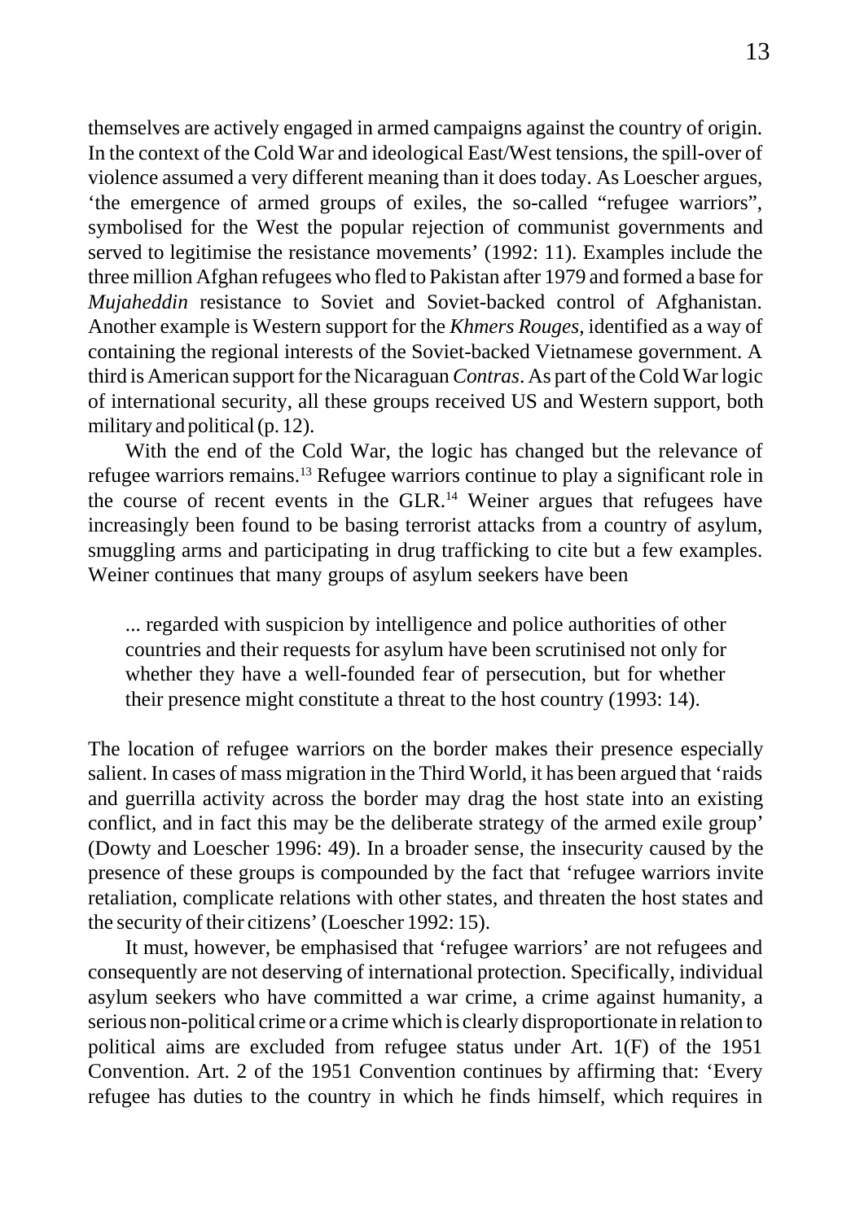themselves are actively engaged in armed campaigns against the country of origin. In the context of the Cold War and ideological East/West tensions, the spill-over of violence assumed a very different meaning than it does today. As Loescher argues, 'the emergence of armed groups of exiles, the so-called "refugee warriors", symbolised for the West the popular rejection of communist governments and served to legitimise the resistance movements' (1992: 11). Examples include the three million Afghan refugees who fled to Pakistan after 1979 and formed a base for *Mujaheddin* resistance to Soviet and Soviet-backed control of Afghanistan. Another example is Western support for the *Khmers Rouges*, identified as a way of containing the regional interests of the Soviet-backed Vietnamese government. A third is American support for the Nicaraguan *Contras*. As part of the Cold War logic of international security, all these groups received US and Western support, both military and political (p. 12).

With the end of the Cold War, the logic has changed but the relevance of refugee warriors remains.[13] Refugee warriors continue to play a significant role in the course of recent events in the GLR.[14] Weiner argues that refugees have increasingly been found to be basing terrorist attacks from a country of asylum, smuggling arms and participating in drug trafficking to cite but a few examples. Weiner continues that many groups of asylum seekers have been

> ... regarded with suspicion by intelligence and police authorities of other countries and their requests for asylum have been scrutinised not only for whether they have a well-founded fear of persecution, but for whether their presence might constitute a threat to the host country (1993: 14).

The location of refugee warriors on the border makes their presence especially salient. In cases of mass migration in the Third World, it has been argued that 'raids and guerrilla activity across the border may drag the host state into an existing conflict, and in fact this may be the deliberate strategy of the armed exile group' (Dowty and Loescher 1996: 49). In a broader sense, the insecurity caused by the presence of these groups is compounded by the fact that 'refugee warriors invite retaliation, complicate relations with other states, and threaten the host states and the security of their citizens' (Loescher 1992: 15).

It must, however, be emphasised that 'refugee warriors' are not refugees and consequently are not deserving of international protection. Specifically, individual asylum seekers who have committed a war crime, a crime against humanity, a serious non-political crime or a crime which is clearly disproportionate in relation to political aims are excluded from refugee status under Art. 1(F) of the 1951 Convention. Art. 2 of the 1951 Convention continues by affirming that: 'Every refugee has duties to the country in which he finds himself, which requires in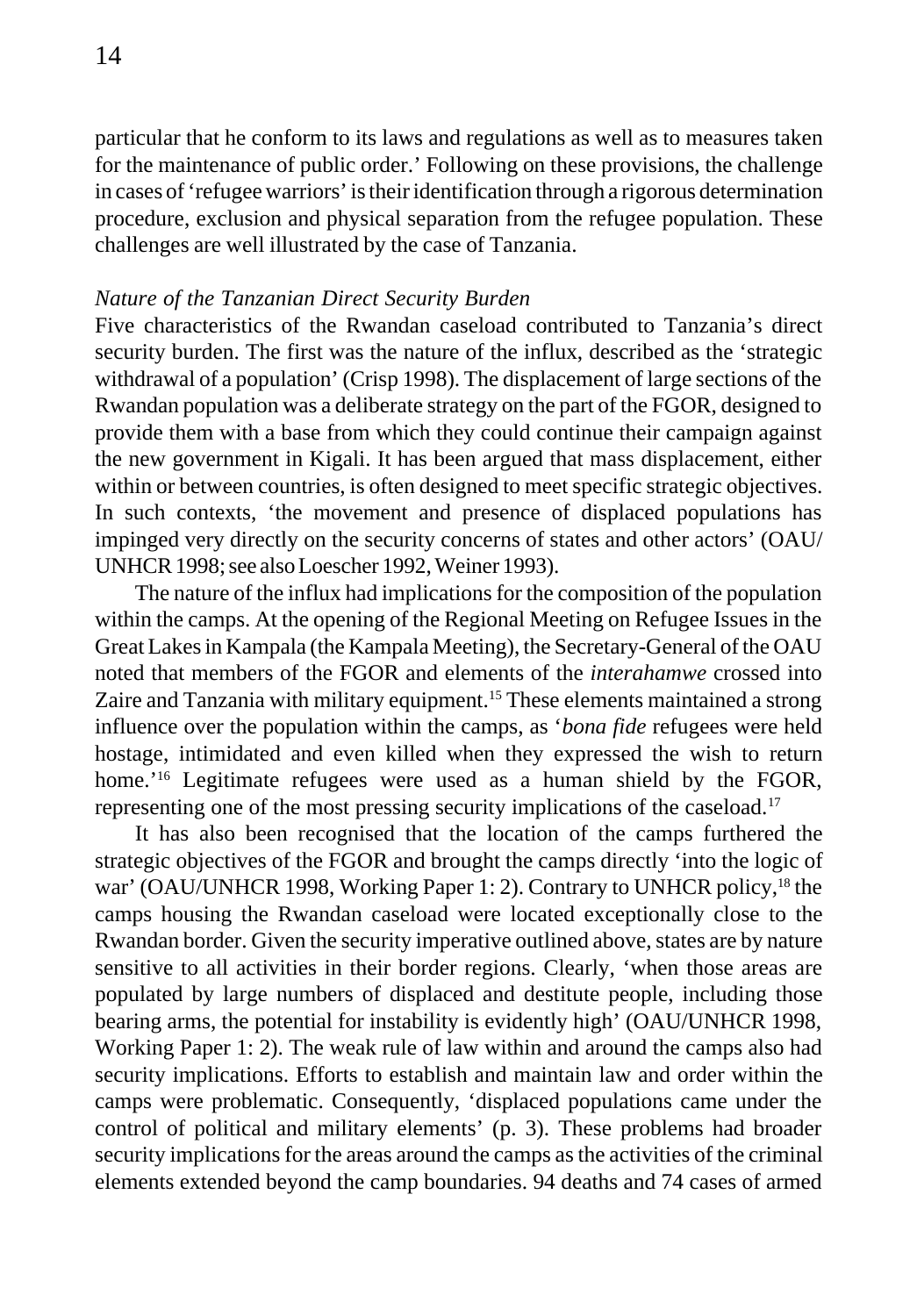particular that he conform to its laws and regulations as well as to measures taken for the maintenance of public order.' Following on these provisions, the challenge in cases of 'refugee warriors' is their identification through a rigorous determination procedure, exclusion and physical separation from the refugee population. These challenges are well illustrated by the case of Tanzania.

*Nature of the Tanzanian Direct Security Burden*

Five characteristics of the Rwandan caseload contributed to Tanzania's direct security burden. The first was the nature of the influx, described as the 'strategic withdrawal of a population' (Crisp 1998). The displacement of large sections of the Rwandan population was a deliberate strategy on the part of the FGOR, designed to provide them with a base from which they could continue their campaign against the new government in Kigali. It has been argued that mass displacement, either within or between countries, is often designed to meet specific strategic objectives. In such contexts, 'the movement and presence of displaced populations has impinged very directly on the security concerns of states and other actors' (OAU/UNHCR 1998; see also Loescher 1992, Weiner 1993).

The nature of the influx had implications for the composition of the population within the camps. At the opening of the Regional Meeting on Refugee Issues in the Great Lakes in Kampala (the Kampala Meeting), the Secretary-General of the OAU noted that members of the FGOR and elements of the *interahamwe* crossed into Zaire and Tanzania with military equipment.[15] These elements maintained a strong influence over the population within the camps, as '*bona fide* refugees were held hostage, intimidated and even killed when they expressed the wish to return home.'[16] Legitimate refugees were used as a human shield by the FGOR, representing one of the most pressing security implications of the caseload.[17]

It has also been recognised that the location of the camps furthered the strategic objectives of the FGOR and brought the camps directly 'into the logic of war' (OAU/UNHCR 1998, Working Paper 1: 2). Contrary to UNHCR policy,[18] the camps housing the Rwandan caseload were located exceptionally close to the Rwandan border. Given the security imperative outlined above, states are by nature sensitive to all activities in their border regions. Clearly, 'when those areas are populated by large numbers of displaced and destitute people, including those bearing arms, the potential for instability is evidently high' (OAU/UNHCR 1998, Working Paper 1: 2). The weak rule of law within and around the camps also had security implications. Efforts to establish and maintain law and order within the camps were problematic. Consequently, 'displaced populations came under the control of political and military elements' (p. 3). These problems had broader security implications for the areas around the camps as the activities of the criminal elements extended beyond the camp boundaries. 94 deaths and 74 cases of armed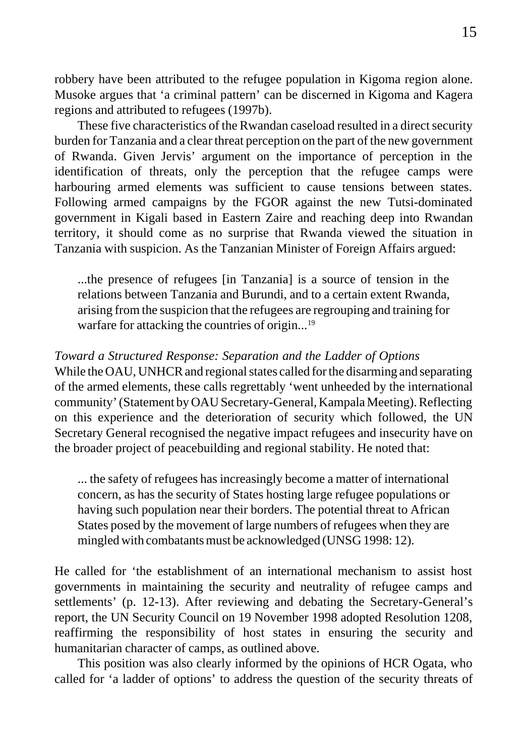robbery have been attributed to the refugee population in Kigoma region alone. Musoke argues that 'a criminal pattern' can be discerned in Kigoma and Kagera regions and attributed to refugees (1997b).

These five characteristics of the Rwandan caseload resulted in a direct security burden for Tanzania and a clear threat perception on the part of the new government of Rwanda. Given Jervis' argument on the importance of perception in the identification of threats, only the perception that the refugee camps were harbouring armed elements was sufficient to cause tensions between states. Following armed campaigns by the FGOR against the new Tutsi-dominated government in Kigali based in Eastern Zaire and reaching deep into Rwandan territory, it should come as no surprise that Rwanda viewed the situation in Tanzania with suspicion. As the Tanzanian Minister of Foreign Affairs argued:

> ...the presence of refugees [in Tanzania] is a source of tension in the relations between Tanzania and Burundi, and to a certain extent Rwanda, arising from the suspicion that the refugees are regrouping and training for warfare for attacking the countries of origin...[19]

*Toward a Structured Response: Separation and the Ladder of Options*

While the OAU, UNHCR and regional states called for the disarming and separating of the armed elements, these calls regrettably 'went unheeded by the international community' (Statement by OAU Secretary-General, Kampala Meeting). Reflecting on this experience and the deterioration of security which followed, the UN Secretary General recognised the negative impact refugees and insecurity have on the broader project of peacebuilding and regional stability. He noted that:

> ... the safety of refugees has increasingly become a matter of international concern, as has the security of States hosting large refugee populations or having such population near their borders. The potential threat to African States posed by the movement of large numbers of refugees when they are mingled with combatants must be acknowledged (UNSG 1998: 12).

He called for 'the establishment of an international mechanism to assist host governments in maintaining the security and neutrality of refugee camps and settlements' (p. 12-13). After reviewing and debating the Secretary-General's report, the UN Security Council on 19 November 1998 adopted Resolution 1208, reaffirming the responsibility of host states in ensuring the security and humanitarian character of camps, as outlined above.

This position was also clearly informed by the opinions of HCR Ogata, who called for 'a ladder of options' to address the question of the security threats of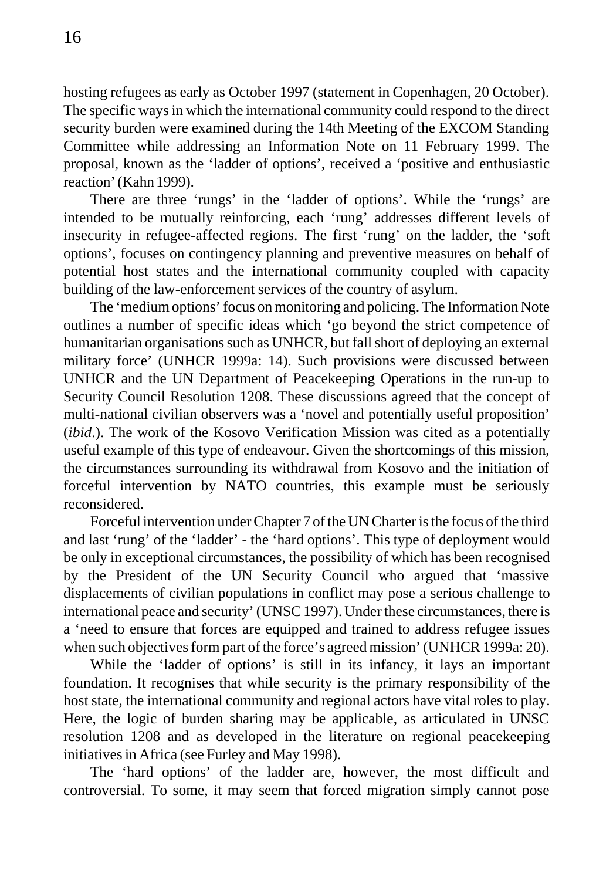hosting refugees as early as October 1997 (statement in Copenhagen, 20 October). The specific ways in which the international community could respond to the direct security burden were examined during the 14th Meeting of the EXCOM Standing Committee while addressing an Information Note on 11 February 1999. The proposal, known as the 'ladder of options', received a 'positive and enthusiastic reaction' (Kahn 1999).

There are three 'rungs' in the 'ladder of options'. While the 'rungs' are intended to be mutually reinforcing, each 'rung' addresses different levels of insecurity in refugee-affected regions. The first 'rung' on the ladder, the 'soft options', focuses on contingency planning and preventive measures on behalf of potential host states and the international community coupled with capacity building of the law-enforcement services of the country of asylum.

The 'medium options' focus on monitoring and policing. The Information Note outlines a number of specific ideas which 'go beyond the strict competence of humanitarian organisations such as UNHCR, but fall short of deploying an external military force' (UNHCR 1999a: 14). Such provisions were discussed between UNHCR and the UN Department of Peacekeeping Operations in the run-up to Security Council Resolution 1208. These discussions agreed that the concept of multi-national civilian observers was a 'novel and potentially useful proposition' (*ibid*.). The work of the Kosovo Verification Mission was cited as a potentially useful example of this type of endeavour. Given the shortcomings of this mission, the circumstances surrounding its withdrawal from Kosovo and the initiation of forceful intervention by NATO countries, this example must be seriously reconsidered.

Forceful intervention under Chapter 7 of the UN Charter is the focus of the third and last 'rung' of the 'ladder' - the 'hard options'. This type of deployment would be only in exceptional circumstances, the possibility of which has been recognised by the President of the UN Security Council who argued that 'massive displacements of civilian populations in conflict may pose a serious challenge to international peace and security' (UNSC 1997). Under these circumstances, there is a 'need to ensure that forces are equipped and trained to address refugee issues when such objectives form part of the force's agreed mission' (UNHCR 1999a: 20).

While the 'ladder of options' is still in its infancy, it lays an important foundation. It recognises that while security is the primary responsibility of the host state, the international community and regional actors have vital roles to play. Here, the logic of burden sharing may be applicable, as articulated in UNSC resolution 1208 and as developed in the literature on regional peacekeeping initiatives in Africa (see Furley and May 1998).

The 'hard options' of the ladder are, however, the most difficult and controversial. To some, it may seem that forced migration simply cannot pose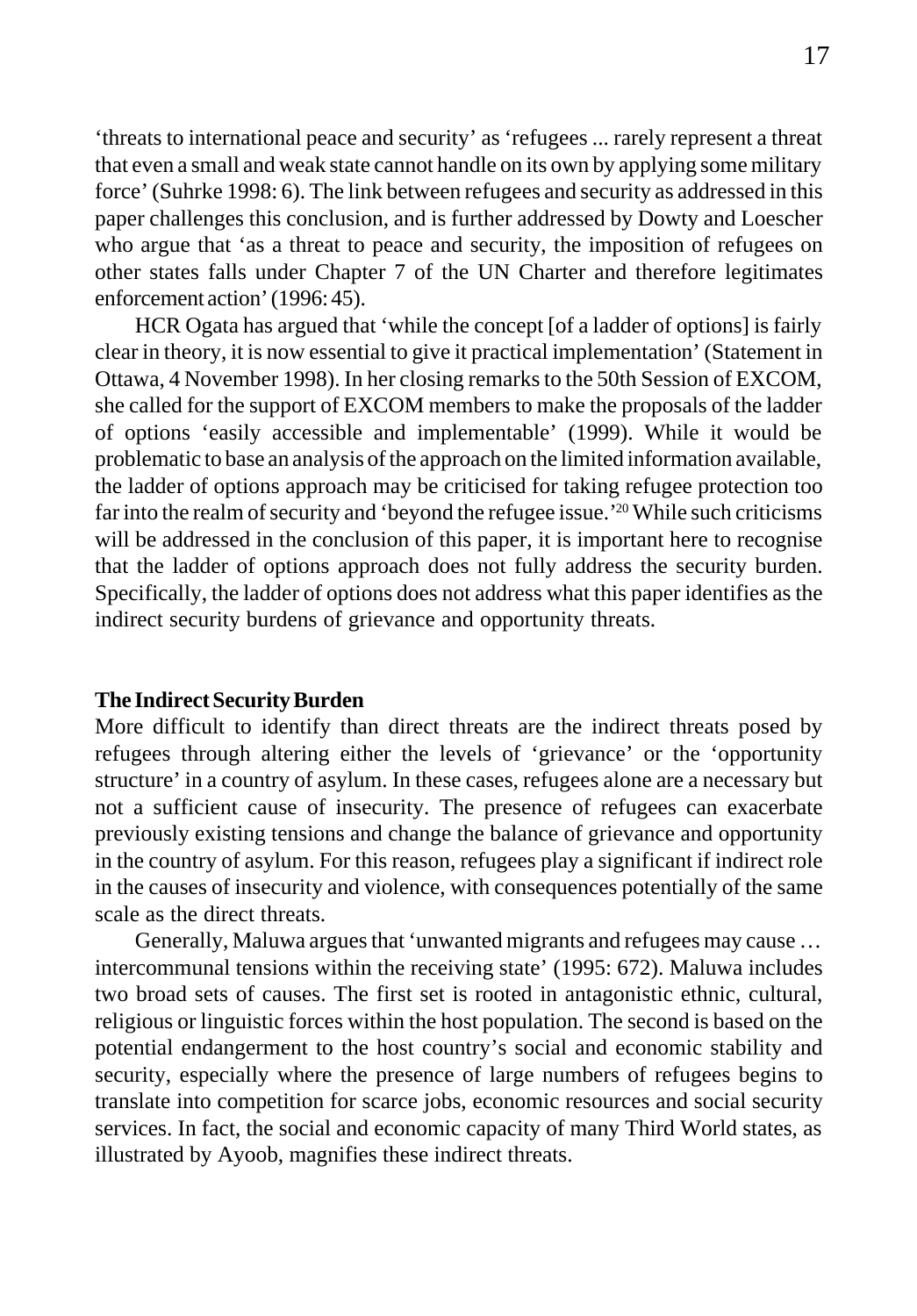'threats to international peace and security' as 'refugees ... rarely represent a threat that even a small and weak state cannot handle on its own by applying some military force' (Suhrke 1998: 6). The link between refugees and security as addressed in this paper challenges this conclusion, and is further addressed by Dowty and Loescher who argue that 'as a threat to peace and security, the imposition of refugees on other states falls under Chapter 7 of the UN Charter and therefore legitimates enforcement action' (1996: 45).

HCR Ogata has argued that 'while the concept [of a ladder of options] is fairly clear in theory, it is now essential to give it practical implementation' (Statement in Ottawa, 4 November 1998). In her closing remarks to the 50th Session of EXCOM, she called for the support of EXCOM members to make the proposals of the ladder of options 'easily accessible and implementable' (1999). While it would be problematic to base an analysis of the approach on the limited information available, the ladder of options approach may be criticised for taking refugee protection too far into the realm of security and 'beyond the refugee issue.'[20] While such criticisms will be addressed in the conclusion of this paper, it is important here to recognise that the ladder of options approach does not fully address the security burden. Specifically, the ladder of options does not address what this paper identifies as the indirect security burdens of grievance and opportunity threats.

**The Indirect Security Burden**

More difficult to identify than direct threats are the indirect threats posed by refugees through altering either the levels of 'grievance' or the 'opportunity structure' in a country of asylum. In these cases, refugees alone are a necessary but not a sufficient cause of insecurity. The presence of refugees can exacerbate previously existing tensions and change the balance of grievance and opportunity in the country of asylum. For this reason, refugees play a significant if indirect role in the causes of insecurity and violence, with consequences potentially of the same scale as the direct threats.

Generally, Maluwa argues that 'unwanted migrants and refugees may cause … intercommunal tensions within the receiving state' (1995: 672). Maluwa includes two broad sets of causes. The first set is rooted in antagonistic ethnic, cultural, religious or linguistic forces within the host population. The second is based on the potential endangerment to the host country's social and economic stability and security, especially where the presence of large numbers of refugees begins to translate into competition for scarce jobs, economic resources and social security services. In fact, the social and economic capacity of many Third World states, as illustrated by Ayoob, magnifies these indirect threats.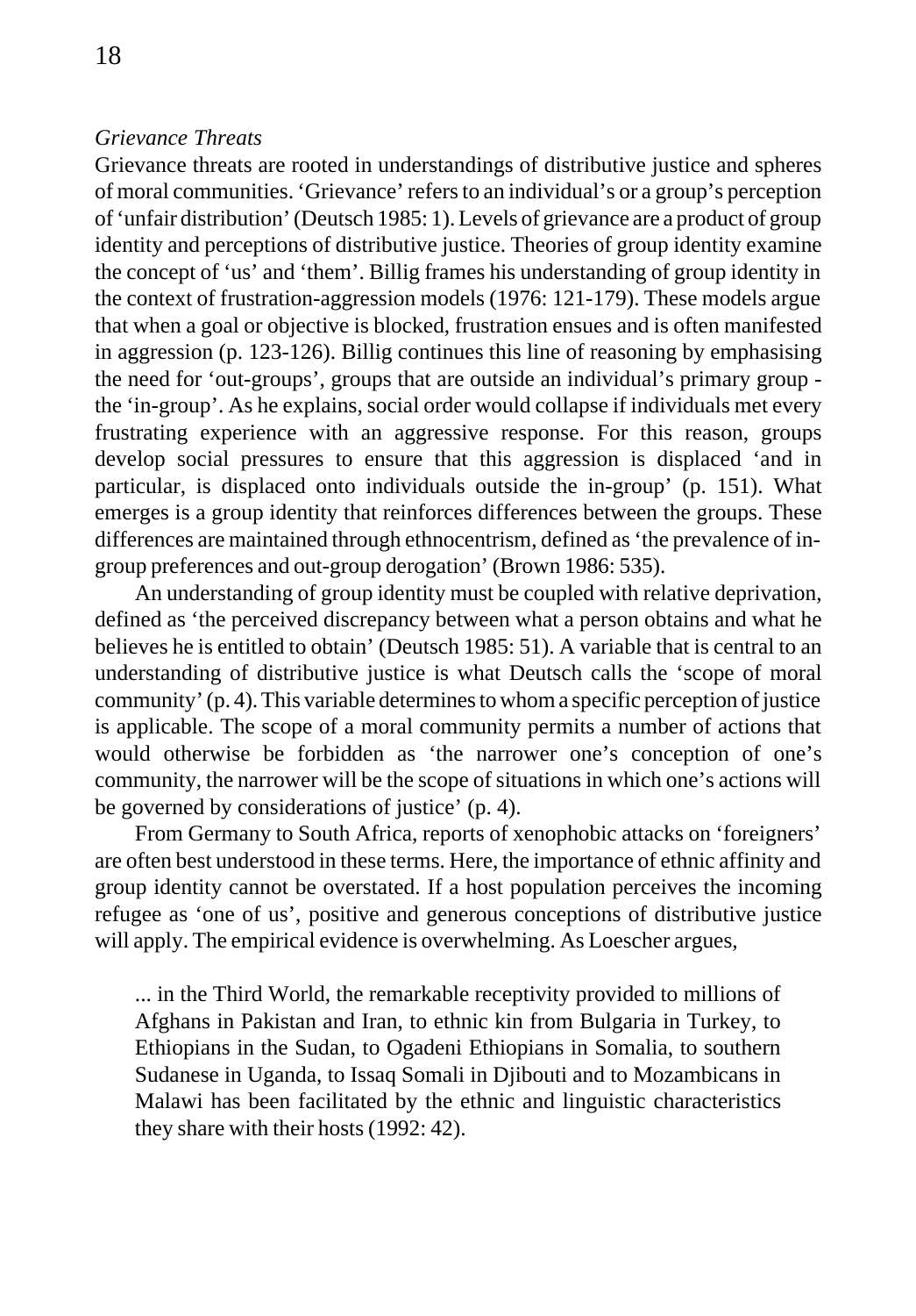*Grievance Threats*

Grievance threats are rooted in understandings of distributive justice and spheres of moral communities. 'Grievance' refers to an individual's or a group's perception of 'unfair distribution' (Deutsch 1985: 1). Levels of grievance are a product of group identity and perceptions of distributive justice. Theories of group identity examine the concept of 'us' and 'them'. Billig frames his understanding of group identity in the context of frustration-aggression models (1976: 121-179). These models argue that when a goal or objective is blocked, frustration ensues and is often manifested in aggression (p. 123-126). Billig continues this line of reasoning by emphasising the need for 'out-groups', groups that are outside an individual's primary group - the 'in-group'. As he explains, social order would collapse if individuals met every frustrating experience with an aggressive response. For this reason, groups develop social pressures to ensure that this aggression is displaced 'and in particular, is displaced onto individuals outside the in-group' (p. 151). What emerges is a group identity that reinforces differences between the groups. These differences are maintained through ethnocentrism, defined as 'the prevalence of in-group preferences and out-group derogation' (Brown 1986: 535).

An understanding of group identity must be coupled with relative deprivation, defined as 'the perceived discrepancy between what a person obtains and what he believes he is entitled to obtain' (Deutsch 1985: 51). A variable that is central to an understanding of distributive justice is what Deutsch calls the 'scope of moral community' (p. 4). This variable determines to whom a specific perception of justice is applicable. The scope of a moral community permits a number of actions that would otherwise be forbidden as 'the narrower one's conception of one's community, the narrower will be the scope of situations in which one's actions will be governed by considerations of justice' (p. 4).

From Germany to South Africa, reports of xenophobic attacks on 'foreigners' are often best understood in these terms. Here, the importance of ethnic affinity and group identity cannot be overstated. If a host population perceives the incoming refugee as 'one of us', positive and generous conceptions of distributive justice will apply. The empirical evidence is overwhelming. As Loescher argues,

> ... in the Third World, the remarkable receptivity provided to millions of Afghans in Pakistan and Iran, to ethnic kin from Bulgaria in Turkey, to Ethiopians in the Sudan, to Ogadeni Ethiopians in Somalia, to southern Sudanese in Uganda, to Issaq Somali in Djibouti and to Mozambicans in Malawi has been facilitated by the ethnic and linguistic characteristics they share with their hosts (1992: 42).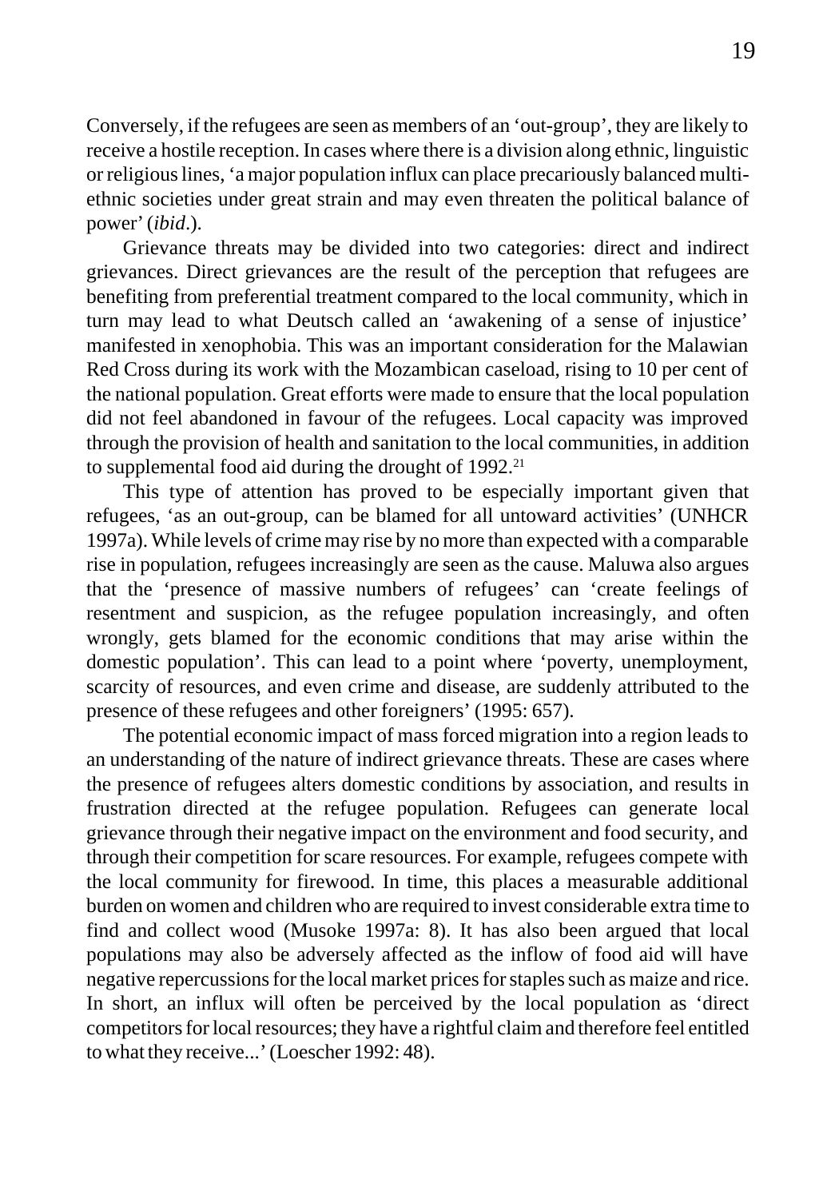Conversely, if the refugees are seen as members of an 'out-group', they are likely to receive a hostile reception. In cases where there is a division along ethnic, linguistic or religious lines, 'a major population influx can place precariously balanced multi-ethnic societies under great strain and may even threaten the political balance of power' (*ibid*.).

Grievance threats may be divided into two categories: direct and indirect grievances. Direct grievances are the result of the perception that refugees are benefiting from preferential treatment compared to the local community, which in turn may lead to what Deutsch called an 'awakening of a sense of injustice' manifested in xenophobia. This was an important consideration for the Malawian Red Cross during its work with the Mozambican caseload, rising to 10 per cent of the national population. Great efforts were made to ensure that the local population did not feel abandoned in favour of the refugees. Local capacity was improved through the provision of health and sanitation to the local communities, in addition to supplemental food aid during the drought of 1992.[21]

This type of attention has proved to be especially important given that refugees, 'as an out-group, can be blamed for all untoward activities' (UNHCR 1997a). While levels of crime may rise by no more than expected with a comparable rise in population, refugees increasingly are seen as the cause. Maluwa also argues that the 'presence of massive numbers of refugees' can 'create feelings of resentment and suspicion, as the refugee population increasingly, and often wrongly, gets blamed for the economic conditions that may arise within the domestic population'. This can lead to a point where 'poverty, unemployment, scarcity of resources, and even crime and disease, are suddenly attributed to the presence of these refugees and other foreigners' (1995: 657).

The potential economic impact of mass forced migration into a region leads to an understanding of the nature of indirect grievance threats. These are cases where the presence of refugees alters domestic conditions by association, and results in frustration directed at the refugee population. Refugees can generate local grievance through their negative impact on the environment and food security, and through their competition for scare resources. For example, refugees compete with the local community for firewood. In time, this places a measurable additional burden on women and children who are required to invest considerable extra time to find and collect wood (Musoke 1997a: 8). It has also been argued that local populations may also be adversely affected as the inflow of food aid will have negative repercussions for the local market prices for staples such as maize and rice. In short, an influx will often be perceived by the local population as 'direct competitors for local resources; they have a rightful claim and therefore feel entitled to what they receive...' (Loescher 1992: 48).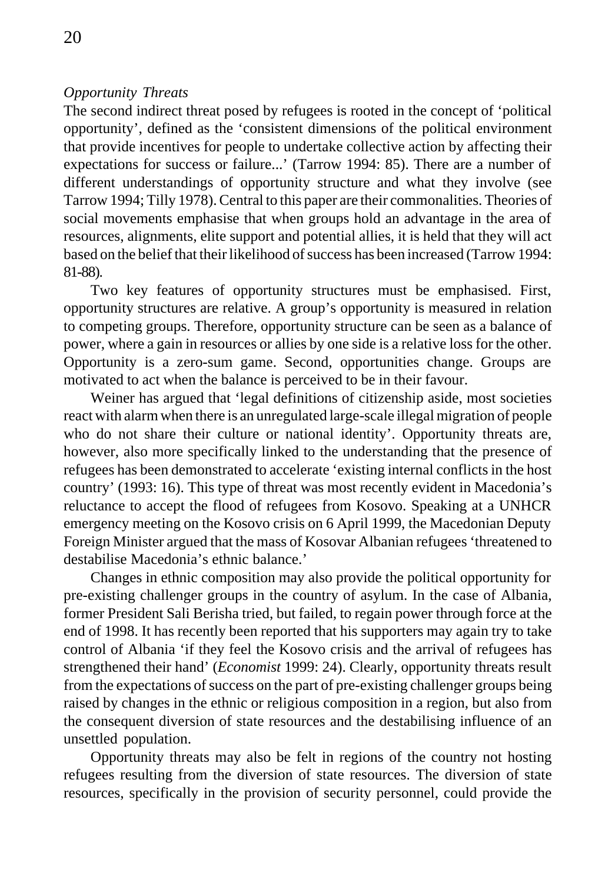*Opportunity Threats*

The second indirect threat posed by refugees is rooted in the concept of 'political opportunity', defined as the 'consistent dimensions of the political environment that provide incentives for people to undertake collective action by affecting their expectations for success or failure...' (Tarrow 1994: 85). There are a number of different understandings of opportunity structure and what they involve (see Tarrow 1994; Tilly 1978). Central to this paper are their commonalities. Theories of social movements emphasise that when groups hold an advantage in the area of resources, alignments, elite support and potential allies, it is held that they will act based on the belief that their likelihood of success has been increased (Tarrow 1994: 81-88).

Two key features of opportunity structures must be emphasised. First, opportunity structures are relative. A group's opportunity is measured in relation to competing groups. Therefore, opportunity structure can be seen as a balance of power, where a gain in resources or allies by one side is a relative loss for the other. Opportunity is a zero-sum game. Second, opportunities change. Groups are motivated to act when the balance is perceived to be in their favour.

Weiner has argued that 'legal definitions of citizenship aside, most societies react with alarm when there is an unregulated large-scale illegal migration of people who do not share their culture or national identity'. Opportunity threats are, however, also more specifically linked to the understanding that the presence of refugees has been demonstrated to accelerate 'existing internal conflicts in the host country' (1993: 16). This type of threat was most recently evident in Macedonia's reluctance to accept the flood of refugees from Kosovo. Speaking at a UNHCR emergency meeting on the Kosovo crisis on 6 April 1999, the Macedonian Deputy Foreign Minister argued that the mass of Kosovar Albanian refugees 'threatened to destabilise Macedonia's ethnic balance.'

Changes in ethnic composition may also provide the political opportunity for pre-existing challenger groups in the country of asylum. In the case of Albania, former President Sali Berisha tried, but failed, to regain power through force at the end of 1998. It has recently been reported that his supporters may again try to take control of Albania 'if they feel the Kosovo crisis and the arrival of refugees has strengthened their hand' (*Economist* 1999: 24). Clearly, opportunity threats result from the expectations of success on the part of pre-existing challenger groups being raised by changes in the ethnic or religious composition in a region, but also from the consequent diversion of state resources and the destabilising influence of an unsettled population.

Opportunity threats may also be felt in regions of the country not hosting refugees resulting from the diversion of state resources. The diversion of state resources, specifically in the provision of security personnel, could provide the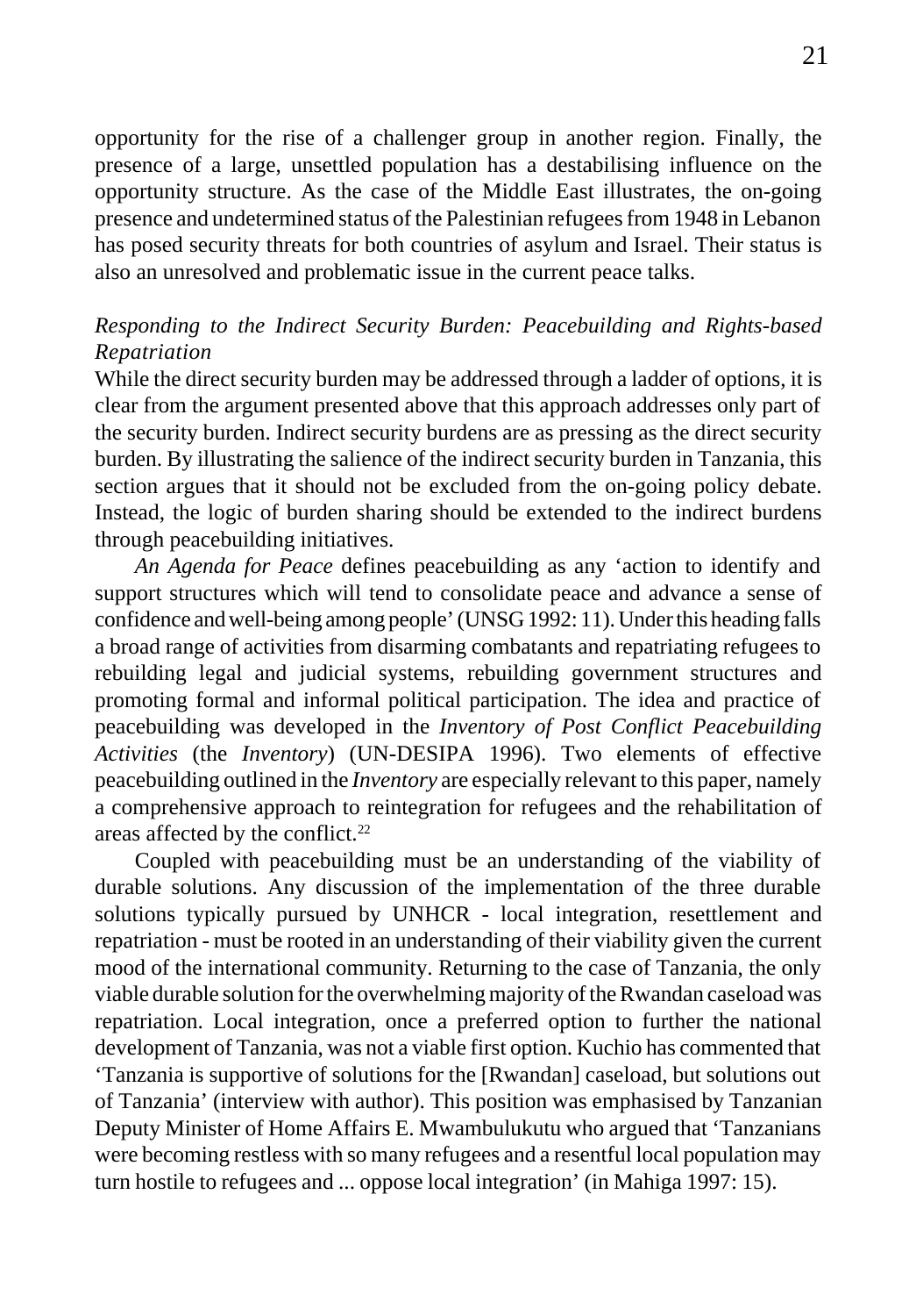opportunity for the rise of a challenger group in another region. Finally, the presence of a large, unsettled population has a destabilising influence on the opportunity structure. As the case of the Middle East illustrates, the on-going presence and undetermined status of the Palestinian refugees from 1948 in Lebanon has posed security threats for both countries of asylum and Israel. Their status is also an unresolved and problematic issue in the current peace talks.

*Responding to the Indirect Security Burden: Peacebuilding and Rights-based Repatriation*

While the direct security burden may be addressed through a ladder of options, it is clear from the argument presented above that this approach addresses only part of the security burden. Indirect security burdens are as pressing as the direct security burden. By illustrating the salience of the indirect security burden in Tanzania, this section argues that it should not be excluded from the on-going policy debate. Instead, the logic of burden sharing should be extended to the indirect burdens through peacebuilding initiatives.

*An Agenda for Peace* defines peacebuilding as any 'action to identify and support structures which will tend to consolidate peace and advance a sense of confidence and well-being among people' (UNSG 1992: 11). Under this heading falls a broad range of activities from disarming combatants and repatriating refugees to rebuilding legal and judicial systems, rebuilding government structures and promoting formal and informal political participation. The idea and practice of peacebuilding was developed in the *Inventory of Post Conflict Peacebuilding Activities* (the *Inventory*) (UN-DESIPA 1996). Two elements of effective peacebuilding outlined in the *Inventory* are especially relevant to this paper, namely a comprehensive approach to reintegration for refugees and the rehabilitation of areas affected by the conflict.[22]

Coupled with peacebuilding must be an understanding of the viability of durable solutions. Any discussion of the implementation of the three durable solutions typically pursued by UNHCR - local integration, resettlement and repatriation - must be rooted in an understanding of their viability given the current mood of the international community. Returning to the case of Tanzania, the only viable durable solution for the overwhelming majority of the Rwandan caseload was repatriation. Local integration, once a preferred option to further the national development of Tanzania, was not a viable first option. Kuchio has commented that 'Tanzania is supportive of solutions for the [Rwandan] caseload, but solutions out of Tanzania' (interview with author). This position was emphasised by Tanzanian Deputy Minister of Home Affairs E. Mwambulukutu who argued that 'Tanzanians were becoming restless with so many refugees and a resentful local population may turn hostile to refugees and ... oppose local integration' (in Mahiga 1997: 15).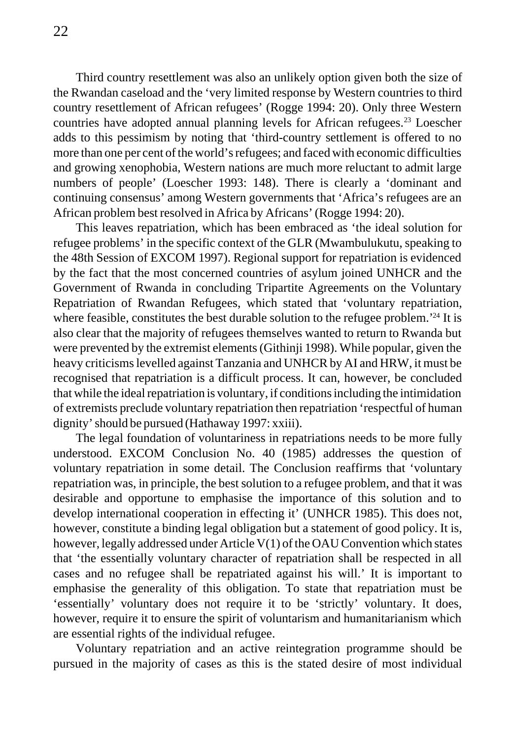Third country resettlement was also an unlikely option given both the size of the Rwandan caseload and the 'very limited response by Western countries to third country resettlement of African refugees' (Rogge 1994: 20). Only three Western countries have adopted annual planning levels for African refugees.[23] Loescher adds to this pessimism by noting that 'third-country settlement is offered to no more than one per cent of the world's refugees; and faced with economic difficulties and growing xenophobia, Western nations are much more reluctant to admit large numbers of people' (Loescher 1993: 148). There is clearly a 'dominant and continuing consensus' among Western governments that 'Africa's refugees are an African problem best resolved in Africa by Africans' (Rogge 1994: 20).

This leaves repatriation, which has been embraced as 'the ideal solution for refugee problems' in the specific context of the GLR (Mwambulukutu, speaking to the 48th Session of EXCOM 1997). Regional support for repatriation is evidenced by the fact that the most concerned countries of asylum joined UNHCR and the Government of Rwanda in concluding Tripartite Agreements on the Voluntary Repatriation of Rwandan Refugees, which stated that 'voluntary repatriation, where feasible, constitutes the best durable solution to the refugee problem.'[24] It is also clear that the majority of refugees themselves wanted to return to Rwanda but were prevented by the extremist elements (Githinji 1998). While popular, given the heavy criticisms levelled against Tanzania and UNHCR by AI and HRW, it must be recognised that repatriation is a difficult process. It can, however, be concluded that while the ideal repatriation is voluntary, if conditions including the intimidation of extremists preclude voluntary repatriation then repatriation 'respectful of human dignity' should be pursued (Hathaway 1997: xxiii).

The legal foundation of voluntariness in repatriations needs to be more fully understood. EXCOM Conclusion No. 40 (1985) addresses the question of voluntary repatriation in some detail. The Conclusion reaffirms that 'voluntary repatriation was, in principle, the best solution to a refugee problem, and that it was desirable and opportune to emphasise the importance of this solution and to develop international cooperation in effecting it' (UNHCR 1985). This does not, however, constitute a binding legal obligation but a statement of good policy. It is, however, legally addressed under Article V(1) of the OAU Convention which states that 'the essentially voluntary character of repatriation shall be respected in all cases and no refugee shall be repatriated against his will.' It is important to emphasise the generality of this obligation. To state that repatriation must be 'essentially' voluntary does not require it to be 'strictly' voluntary. It does, however, require it to ensure the spirit of voluntarism and humanitarianism which are essential rights of the individual refugee.

Voluntary repatriation and an active reintegration programme should be pursued in the majority of cases as this is the stated desire of most individual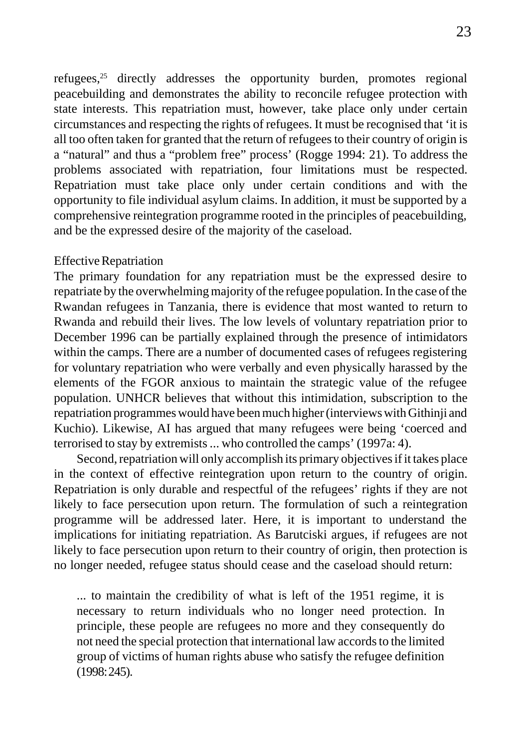refugees,[25] directly addresses the opportunity burden, promotes regional peacebuilding and demonstrates the ability to reconcile refugee protection with state interests. This repatriation must, however, take place only under certain circumstances and respecting the rights of refugees. It must be recognised that 'it is all too often taken for granted that the return of refugees to their country of origin is a "natural" and thus a "problem free" process' (Rogge 1994: 21). To address the problems associated with repatriation, four limitations must be respected. Repatriation must take place only under certain conditions and with the opportunity to file individual asylum claims. In addition, it must be supported by a comprehensive reintegration programme rooted in the principles of peacebuilding, and be the expressed desire of the majority of the caseload.

### Effective Repatriation

The primary foundation for any repatriation must be the expressed desire to repatriate by the overwhelming majority of the refugee population. In the case of the Rwandan refugees in Tanzania, there is evidence that most wanted to return to Rwanda and rebuild their lives. The low levels of voluntary repatriation prior to December 1996 can be partially explained through the presence of intimidators within the camps. There are a number of documented cases of refugees registering for voluntary repatriation who were verbally and even physically harassed by the elements of the FGOR anxious to maintain the strategic value of the refugee population. UNHCR believes that without this intimidation, subscription to the repatriation programmes would have been much higher (interviews with Githinji and Kuchio). Likewise, AI has argued that many refugees were being 'coerced and terrorised to stay by extremists ... who controlled the camps' (1997a: 4).

Second, repatriation will only accomplish its primary objectives if it takes place in the context of effective reintegration upon return to the country of origin. Repatriation is only durable and respectful of the refugees' rights if they are not likely to face persecution upon return. The formulation of such a reintegration programme will be addressed later. Here, it is important to understand the implications for initiating repatriation. As Barutciski argues, if refugees are not likely to face persecution upon return to their country of origin, then protection is no longer needed, refugee status should cease and the caseload should return:

> ... to maintain the credibility of what is left of the 1951 regime, it is necessary to return individuals who no longer need protection. In principle, these people are refugees no more and they consequently do not need the special protection that international law accords to the limited group of victims of human rights abuse who satisfy the refugee definition (1998: 245).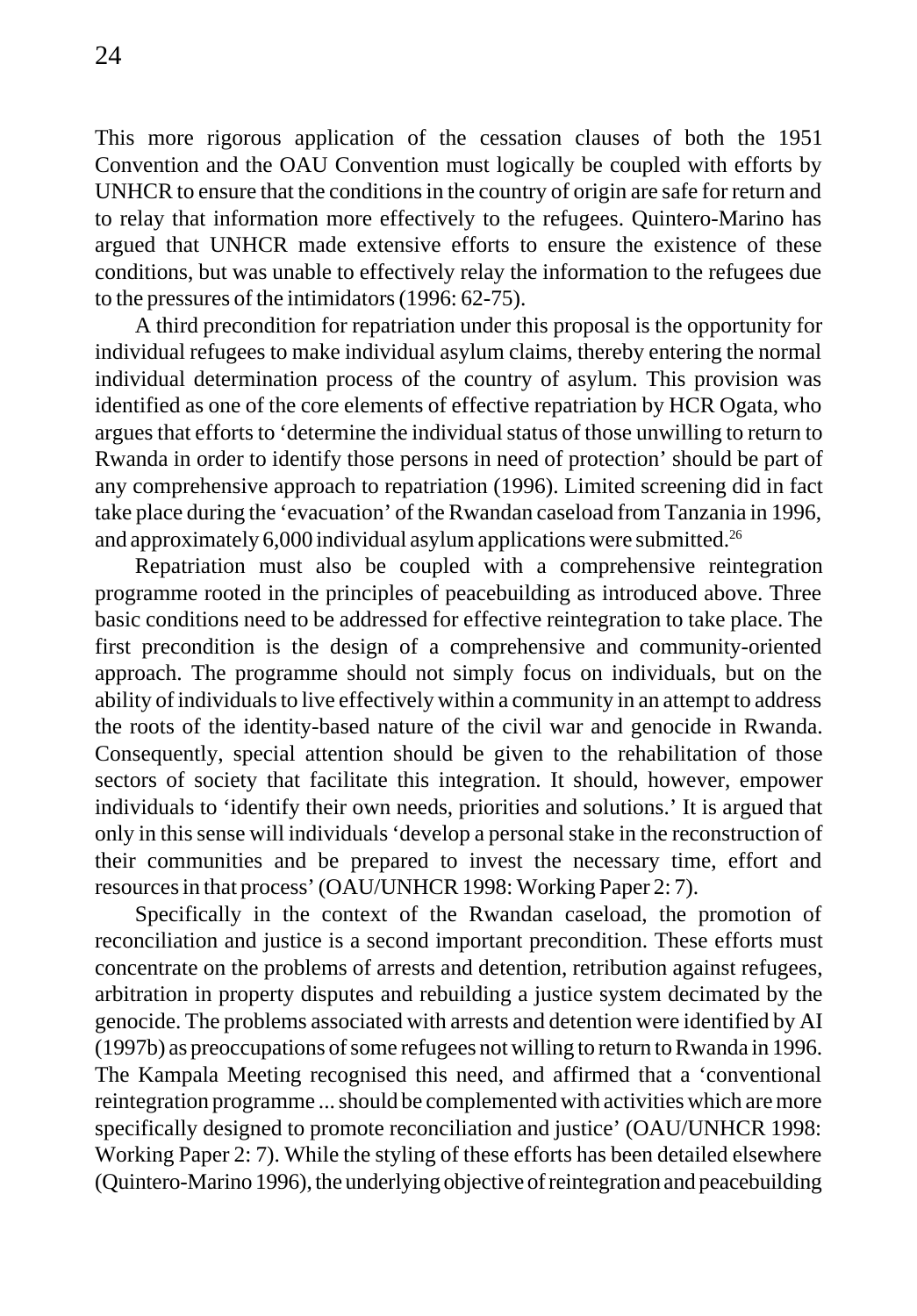This more rigorous application of the cessation clauses of both the 1951 Convention and the OAU Convention must logically be coupled with efforts by UNHCR to ensure that the conditions in the country of origin are safe for return and to relay that information more effectively to the refugees. Quintero-Marino has argued that UNHCR made extensive efforts to ensure the existence of these conditions, but was unable to effectively relay the information to the refugees due to the pressures of the intimidators (1996: 62-75).

A third precondition for repatriation under this proposal is the opportunity for individual refugees to make individual asylum claims, thereby entering the normal individual determination process of the country of asylum. This provision was identified as one of the core elements of effective repatriation by HCR Ogata, who argues that efforts to 'determine the individual status of those unwilling to return to Rwanda in order to identify those persons in need of protection' should be part of any comprehensive approach to repatriation (1996). Limited screening did in fact take place during the 'evacuation' of the Rwandan caseload from Tanzania in 1996, and approximately 6,000 individual asylum applications were submitted.[26]

Repatriation must also be coupled with a comprehensive reintegration programme rooted in the principles of peacebuilding as introduced above. Three basic conditions need to be addressed for effective reintegration to take place. The first precondition is the design of a comprehensive and community-oriented approach. The programme should not simply focus on individuals, but on the ability of individuals to live effectively within a community in an attempt to address the roots of the identity-based nature of the civil war and genocide in Rwanda. Consequently, special attention should be given to the rehabilitation of those sectors of society that facilitate this integration. It should, however, empower individuals to 'identify their own needs, priorities and solutions.' It is argued that only in this sense will individuals 'develop a personal stake in the reconstruction of their communities and be prepared to invest the necessary time, effort and resources in that process' (OAU/UNHCR 1998: Working Paper 2: 7).

Specifically in the context of the Rwandan caseload, the promotion of reconciliation and justice is a second important precondition. These efforts must concentrate on the problems of arrests and detention, retribution against refugees, arbitration in property disputes and rebuilding a justice system decimated by the genocide. The problems associated with arrests and detention were identified by AI (1997b) as preoccupations of some refugees not willing to return to Rwanda in 1996. The Kampala Meeting recognised this need, and affirmed that a 'conventional reintegration programme ... should be complemented with activities which are more specifically designed to promote reconciliation and justice' (OAU/UNHCR 1998: Working Paper 2: 7). While the styling of these efforts has been detailed elsewhere (Quintero-Marino 1996), the underlying objective of reintegration and peacebuilding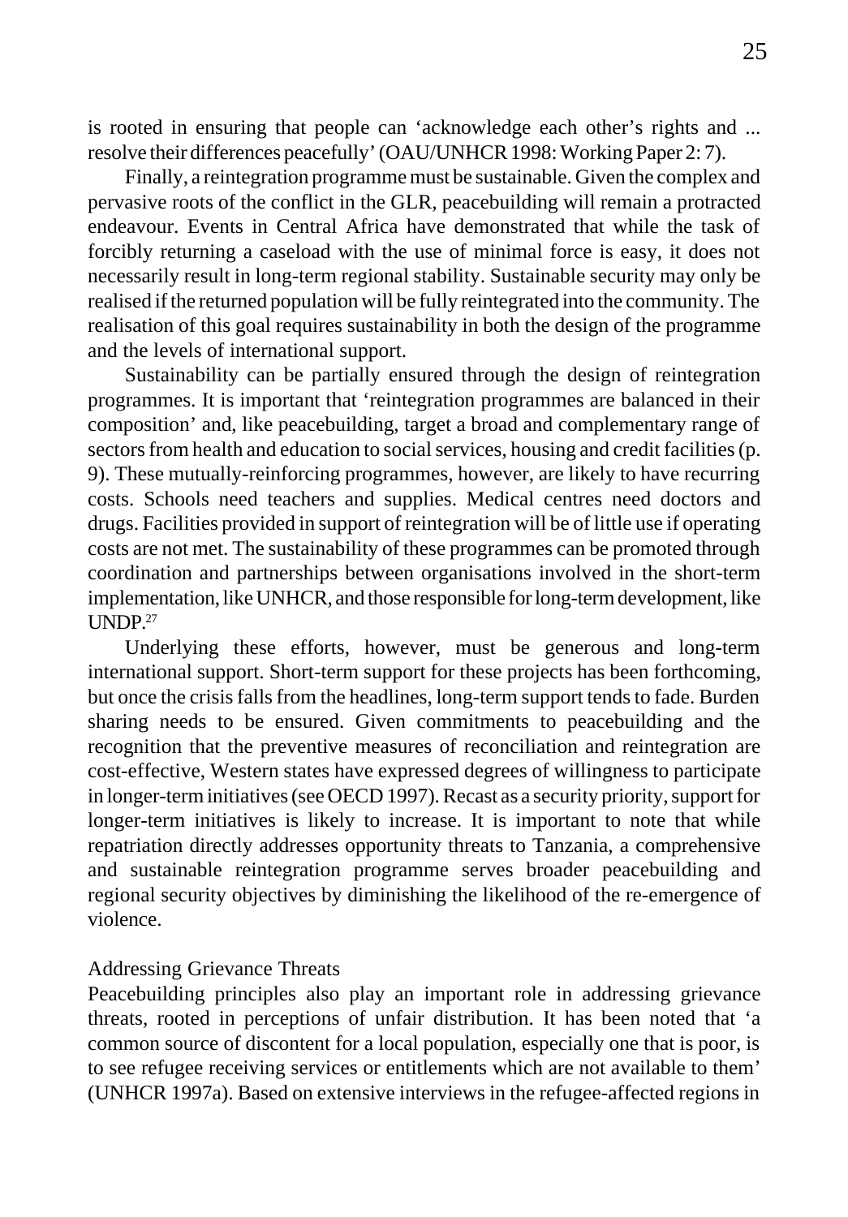is rooted in ensuring that people can 'acknowledge each other's rights and ... resolve their differences peacefully' (OAU/UNHCR 1998: Working Paper 2: 7).

Finally, a reintegration programme must be sustainable. Given the complex and pervasive roots of the conflict in the GLR, peacebuilding will remain a protracted endeavour. Events in Central Africa have demonstrated that while the task of forcibly returning a caseload with the use of minimal force is easy, it does not necessarily result in long-term regional stability. Sustainable security may only be realised if the returned population will be fully reintegrated into the community. The realisation of this goal requires sustainability in both the design of the programme and the levels of international support.

Sustainability can be partially ensured through the design of reintegration programmes. It is important that 'reintegration programmes are balanced in their composition' and, like peacebuilding, target a broad and complementary range of sectors from health and education to social services, housing and credit facilities (p. 9). These mutually-reinforcing programmes, however, are likely to have recurring costs. Schools need teachers and supplies. Medical centres need doctors and drugs. Facilities provided in support of reintegration will be of little use if operating costs are not met. The sustainability of these programmes can be promoted through coordination and partnerships between organisations involved in the short-term implementation, like UNHCR, and those responsible for long-term development, like UNDP.[27]

Underlying these efforts, however, must be generous and long-term international support. Short-term support for these projects has been forthcoming, but once the crisis falls from the headlines, long-term support tends to fade. Burden sharing needs to be ensured. Given commitments to peacebuilding and the recognition that the preventive measures of reconciliation and reintegration are cost-effective, Western states have expressed degrees of willingness to participate in longer-term initiatives (see OECD 1997). Recast as a security priority, support for longer-term initiatives is likely to increase. It is important to note that while repatriation directly addresses opportunity threats to Tanzania, a comprehensive and sustainable reintegration programme serves broader peacebuilding and regional security objectives by diminishing the likelihood of the re-emergence of violence.

### Addressing Grievance Threats

Peacebuilding principles also play an important role in addressing grievance threats, rooted in perceptions of unfair distribution. It has been noted that 'a common source of discontent for a local population, especially one that is poor, is to see refugee receiving services or entitlements which are not available to them' (UNHCR 1997a). Based on extensive interviews in the refugee-affected regions in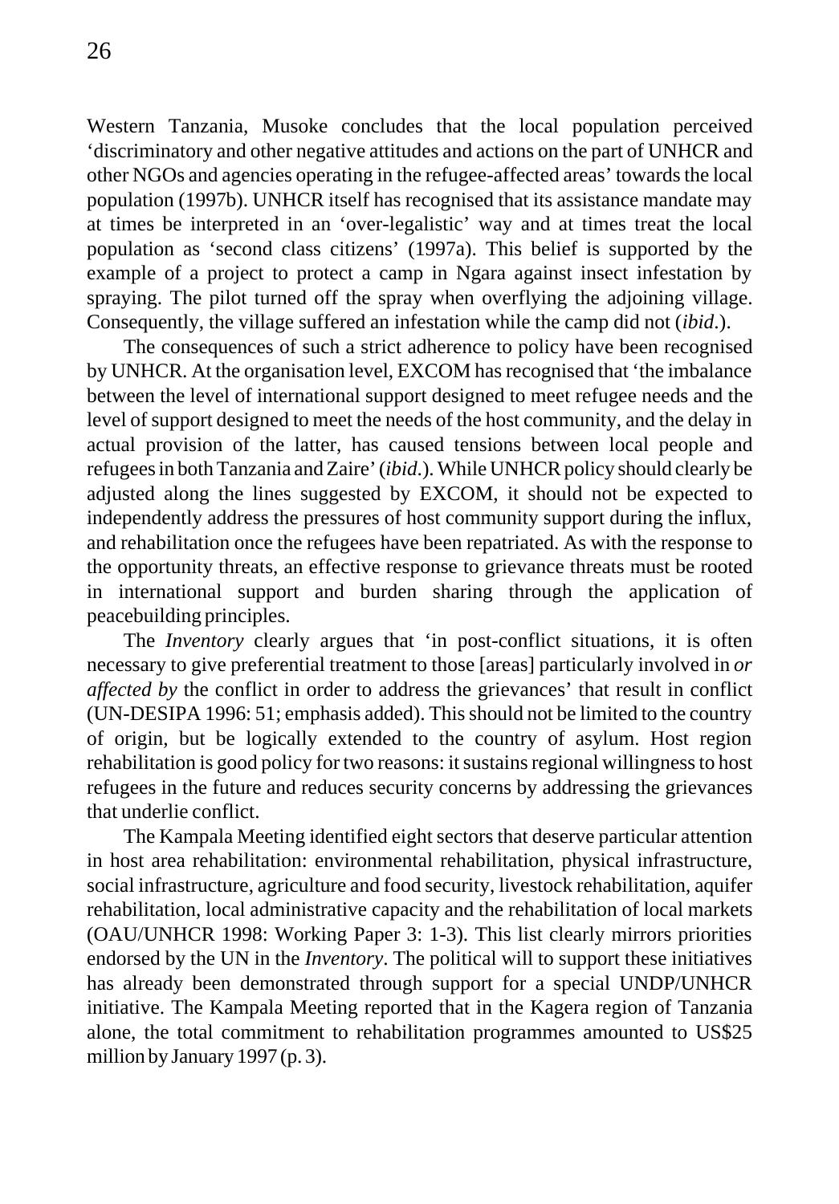Western Tanzania, Musoke concludes that the local population perceived 'discriminatory and other negative attitudes and actions on the part of UNHCR and other NGOs and agencies operating in the refugee-affected areas' towards the local population (1997b). UNHCR itself has recognised that its assistance mandate may at times be interpreted in an 'over-legalistic' way and at times treat the local population as 'second class citizens' (1997a). This belief is supported by the example of a project to protect a camp in Ngara against insect infestation by spraying. The pilot turned off the spray when overflying the adjoining village. Consequently, the village suffered an infestation while the camp did not (*ibid*.).

The consequences of such a strict adherence to policy have been recognised by UNHCR. At the organisation level, EXCOM has recognised that 'the imbalance between the level of international support designed to meet refugee needs and the level of support designed to meet the needs of the host community, and the delay in actual provision of the latter, has caused tensions between local people and refugees in both Tanzania and Zaire' (*ibid*.). While UNHCR policy should clearly be adjusted along the lines suggested by EXCOM, it should not be expected to independently address the pressures of host community support during the influx, and rehabilitation once the refugees have been repatriated. As with the response to the opportunity threats, an effective response to grievance threats must be rooted in international support and burden sharing through the application of peacebuilding principles.

The *Inventory* clearly argues that 'in post-conflict situations, it is often necessary to give preferential treatment to those [areas] particularly involved in *or affected by* the conflict in order to address the grievances' that result in conflict (UN-DESIPA 1996: 51; emphasis added). This should not be limited to the country of origin, but be logically extended to the country of asylum. Host region rehabilitation is good policy for two reasons: it sustains regional willingness to host refugees in the future and reduces security concerns by addressing the grievances that underlie conflict.

The Kampala Meeting identified eight sectors that deserve particular attention in host area rehabilitation: environmental rehabilitation, physical infrastructure, social infrastructure, agriculture and food security, livestock rehabilitation, aquifer rehabilitation, local administrative capacity and the rehabilitation of local markets (OAU/UNHCR 1998: Working Paper 3: 1-3). This list clearly mirrors priorities endorsed by the UN in the *Inventory*. The political will to support these initiatives has already been demonstrated through support for a special UNDP/UNHCR initiative. The Kampala Meeting reported that in the Kagera region of Tanzania alone, the total commitment to rehabilitation programmes amounted to US$25 million by January 1997 (p. 3).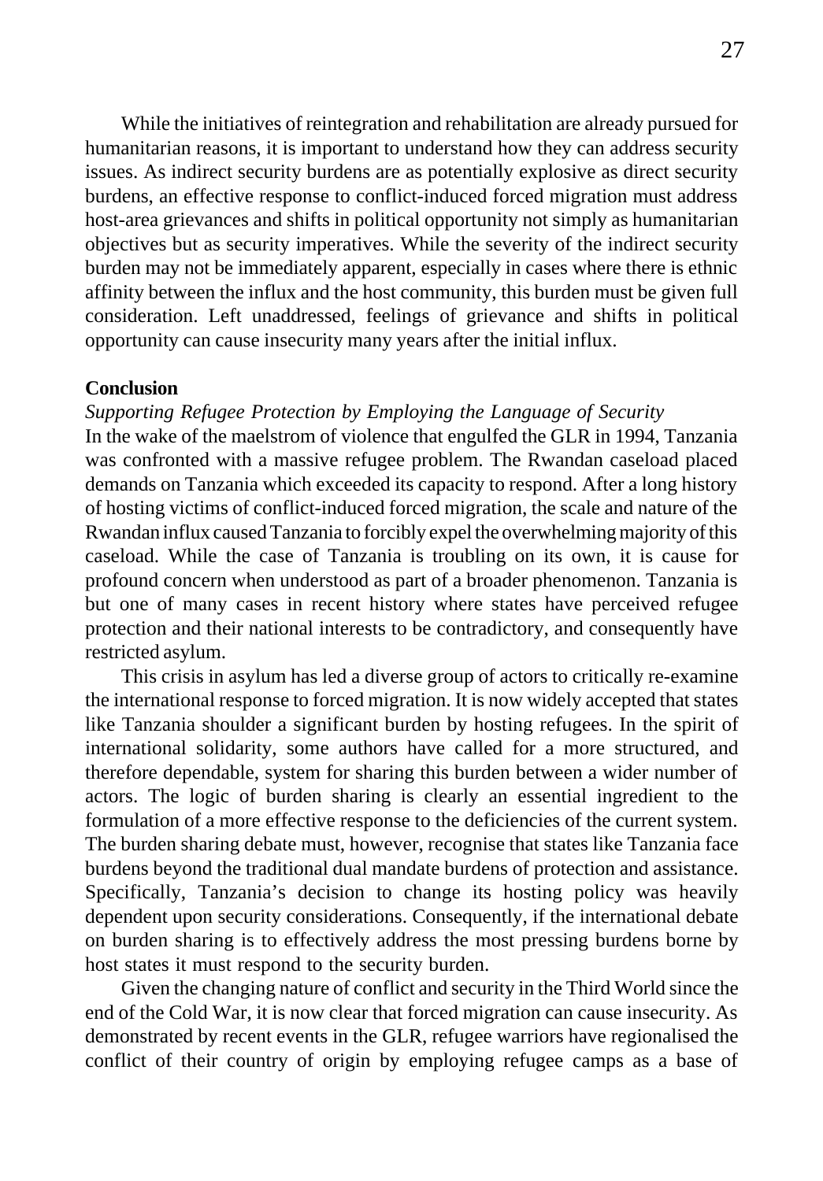While the initiatives of reintegration and rehabilitation are already pursued for humanitarian reasons, it is important to understand how they can address security issues. As indirect security burdens are as potentially explosive as direct security burdens, an effective response to conflict-induced forced migration must address host-area grievances and shifts in political opportunity not simply as humanitarian objectives but as security imperatives. While the severity of the indirect security burden may not be immediately apparent, especially in cases where there is ethnic affinity between the influx and the host community, this burden must be given full consideration. Left unaddressed, feelings of grievance and shifts in political opportunity can cause insecurity many years after the initial influx.

## Conclusion

### *Supporting Refugee Protection by Employing the Language of Security*

In the wake of the maelstrom of violence that engulfed the GLR in 1994, Tanzania was confronted with a massive refugee problem. The Rwandan caseload placed demands on Tanzania which exceeded its capacity to respond. After a long history of hosting victims of conflict-induced forced migration, the scale and nature of the Rwandan influx caused Tanzania to forcibly expel the overwhelming majority of this caseload. While the case of Tanzania is troubling on its own, it is cause for profound concern when understood as part of a broader phenomenon. Tanzania is but one of many cases in recent history where states have perceived refugee protection and their national interests to be contradictory, and consequently have restricted asylum.

This crisis in asylum has led a diverse group of actors to critically re-examine the international response to forced migration. It is now widely accepted that states like Tanzania shoulder a significant burden by hosting refugees. In the spirit of international solidarity, some authors have called for a more structured, and therefore dependable, system for sharing this burden between a wider number of actors. The logic of burden sharing is clearly an essential ingredient to the formulation of a more effective response to the deficiencies of the current system. The burden sharing debate must, however, recognise that states like Tanzania face burdens beyond the traditional dual mandate burdens of protection and assistance. Specifically, Tanzania's decision to change its hosting policy was heavily dependent upon security considerations. Consequently, if the international debate on burden sharing is to effectively address the most pressing burdens borne by host states it must respond to the security burden.

Given the changing nature of conflict and security in the Third World since the end of the Cold War, it is now clear that forced migration can cause insecurity. As demonstrated by recent events in the GLR, refugee warriors have regionalised the conflict of their country of origin by employing refugee camps as a base of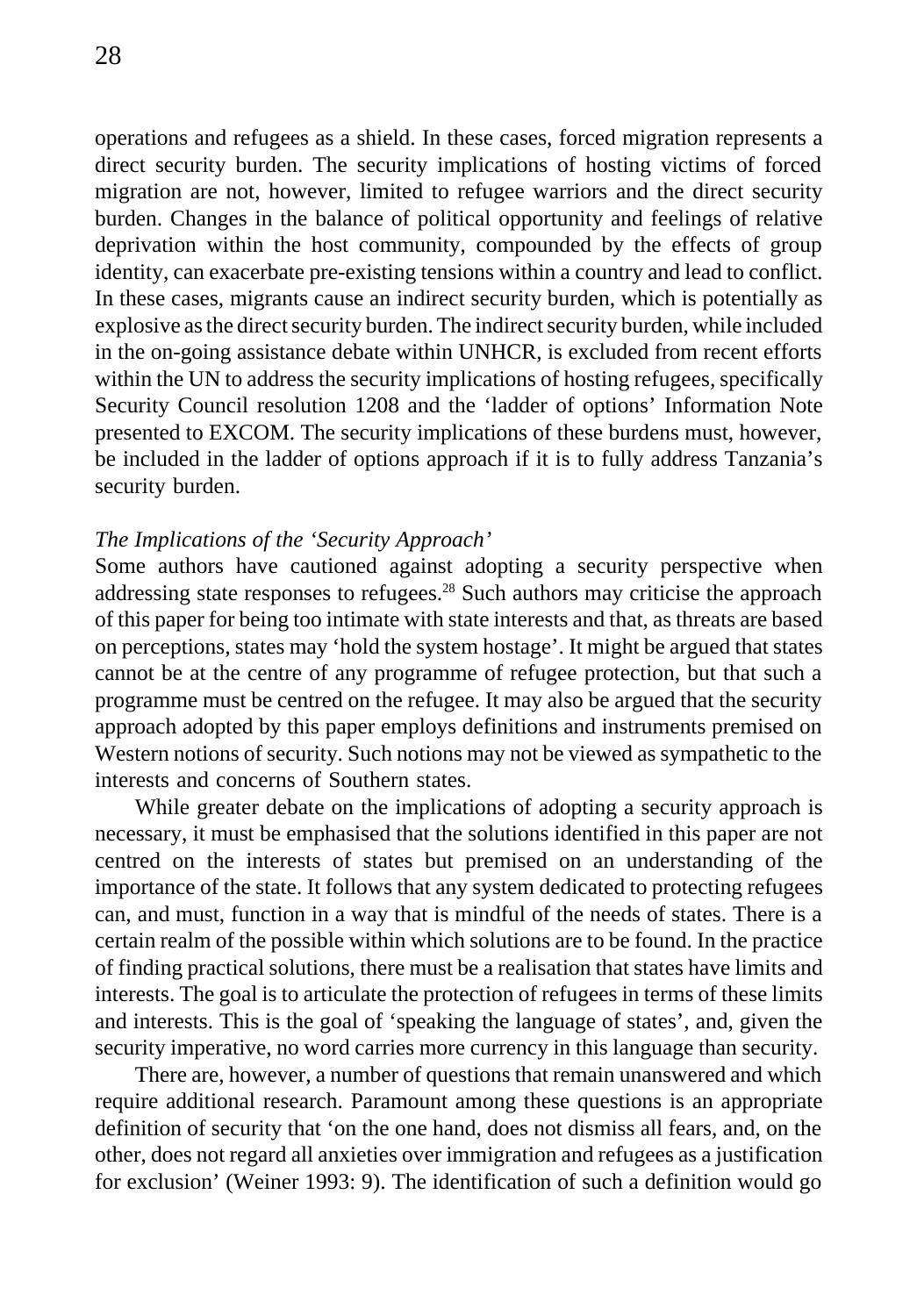operations and refugees as a shield. In these cases, forced migration represents a direct security burden. The security implications of hosting victims of forced migration are not, however, limited to refugee warriors and the direct security burden. Changes in the balance of political opportunity and feelings of relative deprivation within the host community, compounded by the effects of group identity, can exacerbate pre-existing tensions within a country and lead to conflict. In these cases, migrants cause an indirect security burden, which is potentially as explosive as the direct security burden. The indirect security burden, while included in the on-going assistance debate within UNHCR, is excluded from recent efforts within the UN to address the security implications of hosting refugees, specifically Security Council resolution 1208 and the 'ladder of options' Information Note presented to EXCOM. The security implications of these burdens must, however, be included in the ladder of options approach if it is to fully address Tanzania's security burden.

### *The Implications of the 'Security Approach'*

Some authors have cautioned against adopting a security perspective when addressing state responses to refugees.[28] Such authors may criticise the approach of this paper for being too intimate with state interests and that, as threats are based on perceptions, states may 'hold the system hostage'. It might be argued that states cannot be at the centre of any programme of refugee protection, but that such a programme must be centred on the refugee. It may also be argued that the security approach adopted by this paper employs definitions and instruments premised on Western notions of security. Such notions may not be viewed as sympathetic to the interests and concerns of Southern states.

While greater debate on the implications of adopting a security approach is necessary, it must be emphasised that the solutions identified in this paper are not centred on the interests of states but premised on an understanding of the importance of the state. It follows that any system dedicated to protecting refugees can, and must, function in a way that is mindful of the needs of states. There is a certain realm of the possible within which solutions are to be found. In the practice of finding practical solutions, there must be a realisation that states have limits and interests. The goal is to articulate the protection of refugees in terms of these limits and interests. This is the goal of 'speaking the language of states', and, given the security imperative, no word carries more currency in this language than security.

There are, however, a number of questions that remain unanswered and which require additional research. Paramount among these questions is an appropriate definition of security that 'on the one hand, does not dismiss all fears, and, on the other, does not regard all anxieties over immigration and refugees as a justification for exclusion' (Weiner 1993: 9). The identification of such a definition would go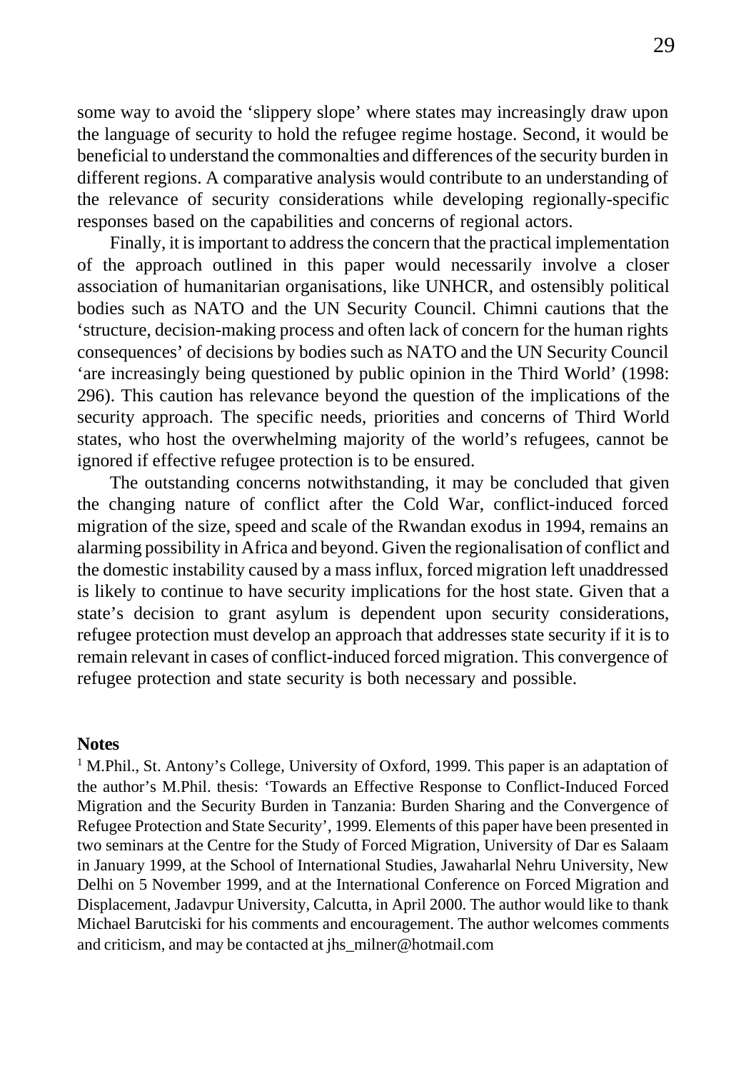some way to avoid the 'slippery slope' where states may increasingly draw upon the language of security to hold the refugee regime hostage. Second, it would be beneficial to understand the commonalties and differences of the security burden in different regions. A comparative analysis would contribute to an understanding of the relevance of security considerations while developing regionally-specific responses based on the capabilities and concerns of regional actors.

Finally, it is important to address the concern that the practical implementation of the approach outlined in this paper would necessarily involve a closer association of humanitarian organisations, like UNHCR, and ostensibly political bodies such as NATO and the UN Security Council. Chimni cautions that the 'structure, decision-making process and often lack of concern for the human rights consequences' of decisions by bodies such as NATO and the UN Security Council 'are increasingly being questioned by public opinion in the Third World' (1998: 296). This caution has relevance beyond the question of the implications of the security approach. The specific needs, priorities and concerns of Third World states, who host the overwhelming majority of the world's refugees, cannot be ignored if effective refugee protection is to be ensured.

The outstanding concerns notwithstanding, it may be concluded that given the changing nature of conflict after the Cold War, conflict-induced forced migration of the size, speed and scale of the Rwandan exodus in 1994, remains an alarming possibility in Africa and beyond. Given the regionalisation of conflict and the domestic instability caused by a mass influx, forced migration left unaddressed is likely to continue to have security implications for the host state. Given that a state's decision to grant asylum is dependent upon security considerations, refugee protection must develop an approach that addresses state security if it is to remain relevant in cases of conflict-induced forced migration. This convergence of refugee protection and state security is both necessary and possible.

**Notes**

[1] M.Phil., St. Antony's College, University of Oxford, 1999. This paper is an adaptation of the author's M.Phil. thesis: 'Towards an Effective Response to Conflict-Induced Forced Migration and the Security Burden in Tanzania: Burden Sharing and the Convergence of Refugee Protection and State Security', 1999. Elements of this paper have been presented in two seminars at the Centre for the Study of Forced Migration, University of Dar es Salaam in January 1999, at the School of International Studies, Jawaharlal Nehru University, New Delhi on 5 November 1999, and at the International Conference on Forced Migration and Displacement, Jadavpur University, Calcutta, in April 2000. The author would like to thank Michael Barutciski for his comments and encouragement. The author welcomes comments and criticism, and may be contacted at jhs_milner@hotmail.com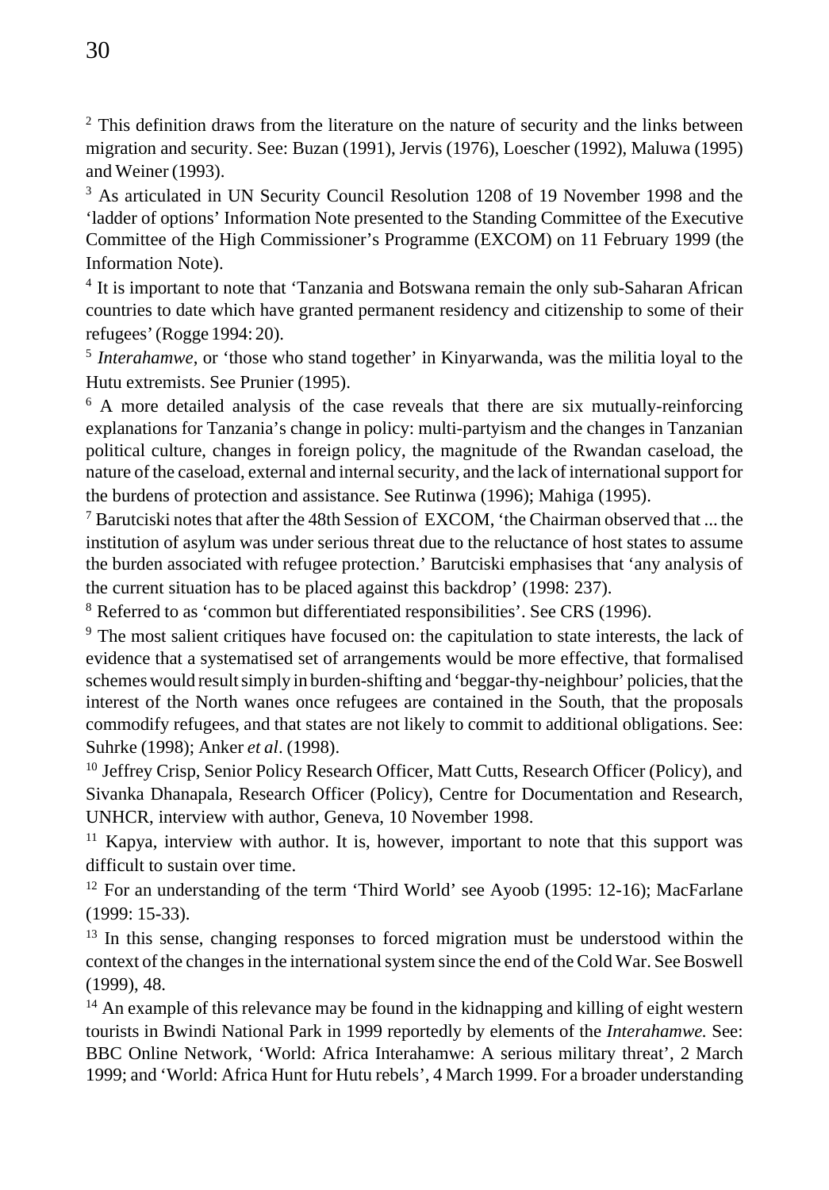[2] This definition draws from the literature on the nature of security and the links between migration and security. See: Buzan (1991), Jervis (1976), Loescher (1992), Maluwa (1995) and Weiner (1993).

[3] As articulated in UN Security Council Resolution 1208 of 19 November 1998 and the 'ladder of options' Information Note presented to the Standing Committee of the Executive Committee of the High Commissioner's Programme (EXCOM) on 11 February 1999 (the Information Note).

[4] It is important to note that 'Tanzania and Botswana remain the only sub-Saharan African countries to date which have granted permanent residency and citizenship to some of their refugees' (Rogge 1994: 20).

[5] *Interahamwe*, or 'those who stand together' in Kinyarwanda, was the militia loyal to the Hutu extremists. See Prunier (1995).

[6] A more detailed analysis of the case reveals that there are six mutually-reinforcing explanations for Tanzania's change in policy: multi-partyism and the changes in Tanzanian political culture, changes in foreign policy, the magnitude of the Rwandan caseload, the nature of the caseload, external and internal security, and the lack of international support for the burdens of protection and assistance. See Rutinwa (1996); Mahiga (1995).

[7] Barutciski notes that after the 48th Session of EXCOM, 'the Chairman observed that ... the institution of asylum was under serious threat due to the reluctance of host states to assume the burden associated with refugee protection.' Barutciski emphasises that 'any analysis of the current situation has to be placed against this backdrop' (1998: 237).

[8] Referred to as 'common but differentiated responsibilities'. See CRS (1996).

[9] The most salient critiques have focused on: the capitulation to state interests, the lack of evidence that a systematised set of arrangements would be more effective, that formalised schemes would result simply in burden-shifting and 'beggar-thy-neighbour' policies, that the interest of the North wanes once refugees are contained in the South, that the proposals commodify refugees, and that states are not likely to commit to additional obligations. See: Suhrke (1998); Anker *et al*. (1998).

[10] Jeffrey Crisp, Senior Policy Research Officer, Matt Cutts, Research Officer (Policy), and Sivanka Dhanapala, Research Officer (Policy), Centre for Documentation and Research, UNHCR, interview with author, Geneva, 10 November 1998.

[11] Kapya, interview with author. It is, however, important to note that this support was difficult to sustain over time.

[12] For an understanding of the term 'Third World' see Ayoob (1995: 12-16); MacFarlane (1999: 15-33).

[13] In this sense, changing responses to forced migration must be understood within the context of the changes in the international system since the end of the Cold War. See Boswell (1999), 48.

[14] An example of this relevance may be found in the kidnapping and killing of eight western tourists in Bwindi National Park in 1999 reportedly by elements of the *Interahamwe.* See: BBC Online Network, 'World: Africa Interahamwe: A serious military threat', 2 March 1999; and 'World: Africa Hunt for Hutu rebels', 4 March 1999. For a broader understanding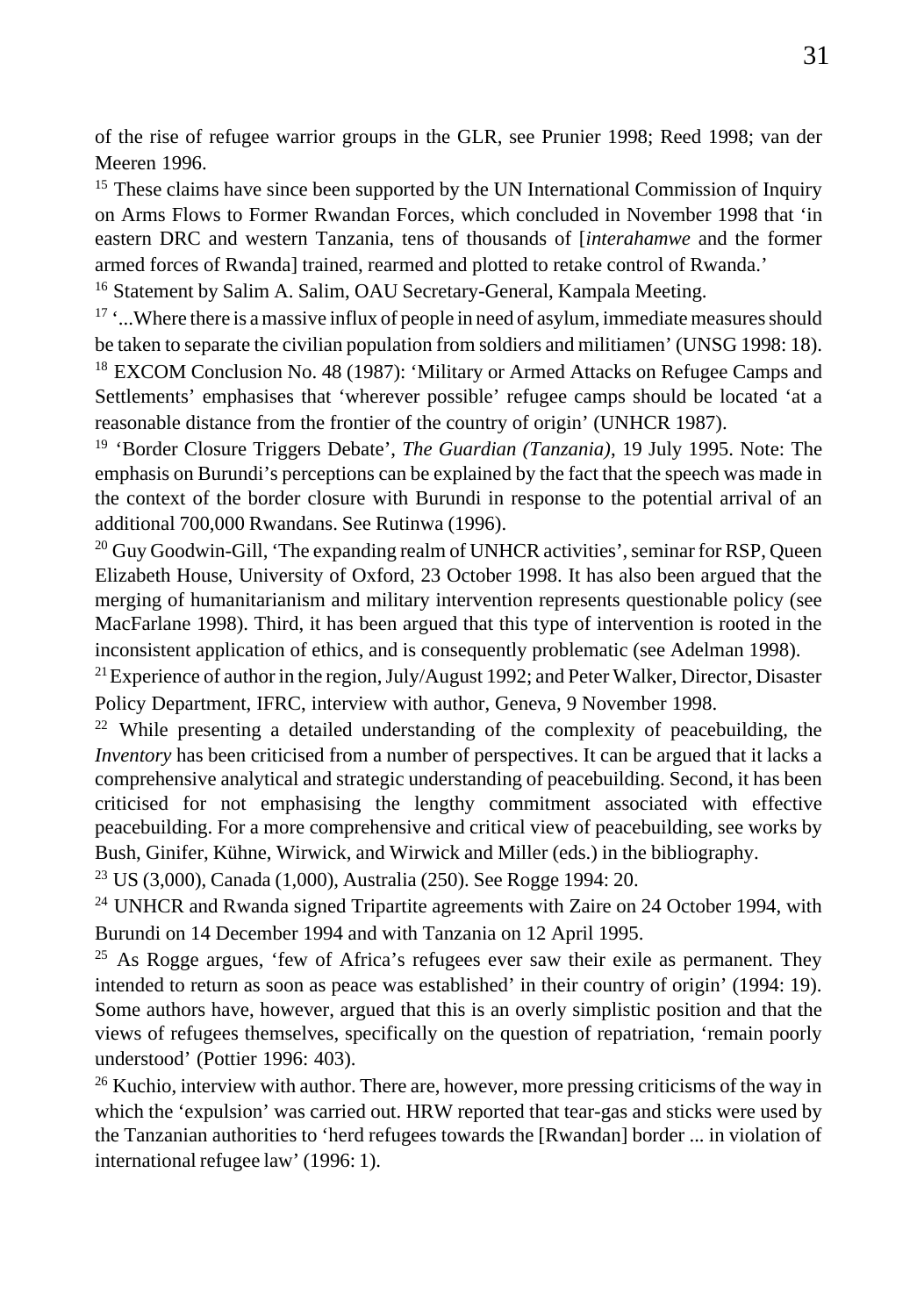of the rise of refugee warrior groups in the GLR, see Prunier 1998; Reed 1998; van der Meeren 1996.

[15] These claims have since been supported by the UN International Commission of Inquiry on Arms Flows to Former Rwandan Forces, which concluded in November 1998 that 'in eastern DRC and western Tanzania, tens of thousands of [*interahamwe* and the former armed forces of Rwanda] trained, rearmed and plotted to retake control of Rwanda.'

[16] Statement by Salim A. Salim, OAU Secretary-General, Kampala Meeting.

[17] '...Where there is a massive influx of people in need of asylum, immediate measures should be taken to separate the civilian population from soldiers and militiamen' (UNSG 1998: 18).

[18] EXCOM Conclusion No. 48 (1987): 'Military or Armed Attacks on Refugee Camps and Settlements' emphasises that 'wherever possible' refugee camps should be located 'at a reasonable distance from the frontier of the country of origin' (UNHCR 1987).

[19] 'Border Closure Triggers Debate', *The Guardian (Tanzania)*, 19 July 1995. Note: The emphasis on Burundi's perceptions can be explained by the fact that the speech was made in the context of the border closure with Burundi in response to the potential arrival of an additional 700,000 Rwandans. See Rutinwa (1996).

[20] Guy Goodwin-Gill, 'The expanding realm of UNHCR activities', seminar for RSP, Queen Elizabeth House, University of Oxford, 23 October 1998. It has also been argued that the merging of humanitarianism and military intervention represents questionable policy (see MacFarlane 1998). Third, it has been argued that this type of intervention is rooted in the inconsistent application of ethics, and is consequently problematic (see Adelman 1998).

[21] Experience of author in the region, July/August 1992; and Peter Walker, Director, Disaster Policy Department, IFRC, interview with author, Geneva, 9 November 1998.

[22] While presenting a detailed understanding of the complexity of peacebuilding, the *Inventory* has been criticised from a number of perspectives. It can be argued that it lacks a comprehensive analytical and strategic understanding of peacebuilding. Second, it has been criticised for not emphasising the lengthy commitment associated with effective peacebuilding. For a more comprehensive and critical view of peacebuilding, see works by Bush, Ginifer, Kühne, Wirwick, and Wirwick and Miller (eds.) in the bibliography.

[23] US (3,000), Canada (1,000), Australia (250). See Rogge 1994: 20.

[24] UNHCR and Rwanda signed Tripartite agreements with Zaire on 24 October 1994, with Burundi on 14 December 1994 and with Tanzania on 12 April 1995.

[25] As Rogge argues, 'few of Africa's refugees ever saw their exile as permanent. They intended to return as soon as peace was established' in their country of origin' (1994: 19). Some authors have, however, argued that this is an overly simplistic position and that the views of refugees themselves, specifically on the question of repatriation, 'remain poorly understood' (Pottier 1996: 403).

[26] Kuchio, interview with author. There are, however, more pressing criticisms of the way in which the 'expulsion' was carried out. HRW reported that tear-gas and sticks were used by the Tanzanian authorities to 'herd refugees towards the [Rwandan] border ... in violation of international refugee law' (1996: 1).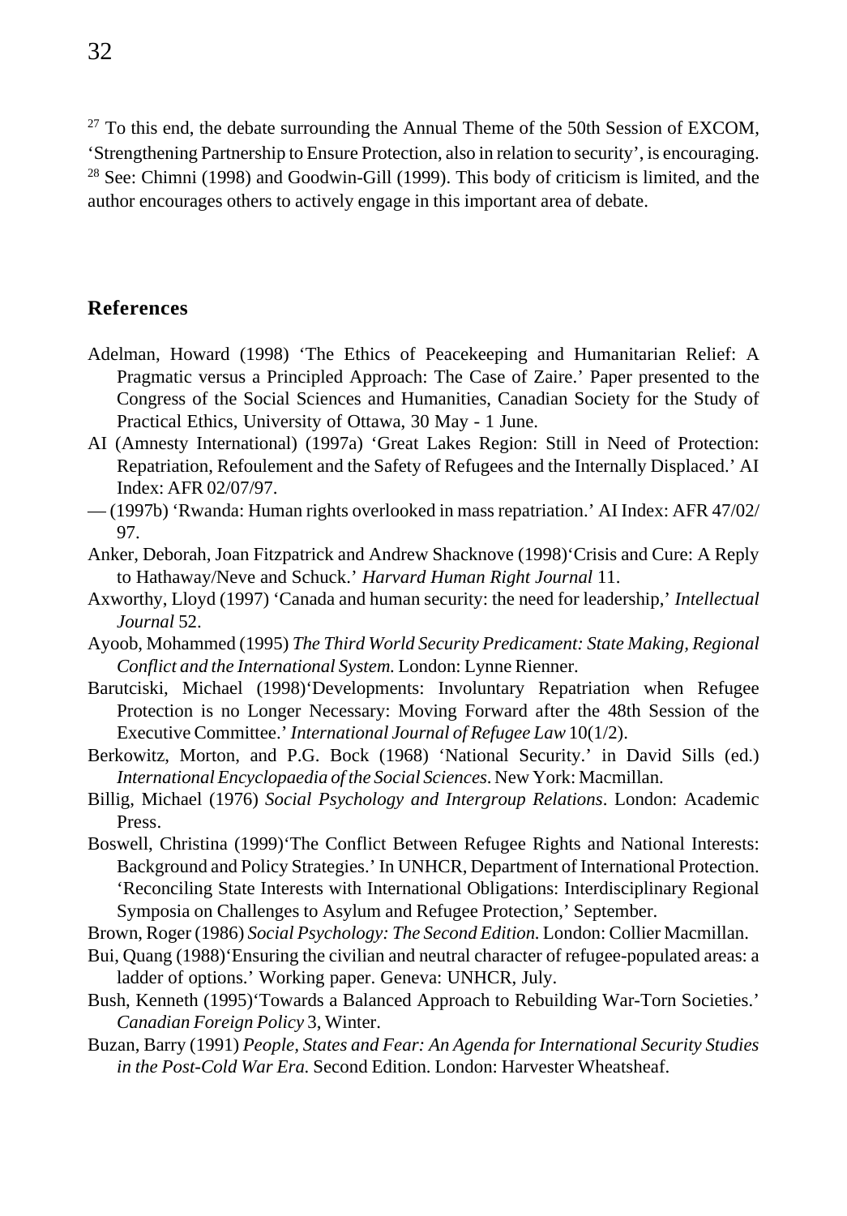[27] To this end, the debate surrounding the Annual Theme of the 50th Session of EXCOM, 'Strengthening Partnership to Ensure Protection, also in relation to security', is encouraging.
[28] See: Chimni (1998) and Goodwin-Gill (1999). This body of criticism is limited, and the author encourages others to actively engage in this important area of debate.

## References

Adelman, Howard (1998) 'The Ethics of Peacekeeping and Humanitarian Relief: A Pragmatic versus a Principled Approach: The Case of Zaire.' Paper presented to the Congress of the Social Sciences and Humanities, Canadian Society for the Study of Practical Ethics, University of Ottawa, 30 May - 1 June.

AI (Amnesty International) (1997a) 'Great Lakes Region: Still in Need of Protection: Repatriation, Refoulement and the Safety of Refugees and the Internally Displaced.' AI Index: AFR 02/07/97.

— (1997b) 'Rwanda: Human rights overlooked in mass repatriation.' AI Index: AFR 47/02/97.

Anker, Deborah, Joan Fitzpatrick and Andrew Shacknove (1998)'Crisis and Cure: A Reply to Hathaway/Neve and Schuck.' *Harvard Human Right Journal* 11.

Axworthy, Lloyd (1997) 'Canada and human security: the need for leadership,' *Intellectual Journal* 52.

Ayoob, Mohammed (1995) *The Third World Security Predicament: State Making, Regional Conflict and the International System.* London: Lynne Rienner.

Barutciski, Michael (1998)'Developments: Involuntary Repatriation when Refugee Protection is no Longer Necessary: Moving Forward after the 48th Session of the Executive Committee.' *International Journal of Refugee Law* 10(1/2).

Berkowitz, Morton, and P.G. Bock (1968) 'National Security.' in David Sills (ed.) *International Encyclopaedia of the Social Sciences*. New York: Macmillan.

Billig, Michael (1976) *Social Psychology and Intergroup Relations*. London: Academic Press.

Boswell, Christina (1999)'The Conflict Between Refugee Rights and National Interests: Background and Policy Strategies.' In UNHCR, Department of International Protection. 'Reconciling State Interests with International Obligations: Interdisciplinary Regional Symposia on Challenges to Asylum and Refugee Protection,' September.

Brown, Roger (1986) *Social Psychology: The Second Edition.* London: Collier Macmillan.

Bui, Quang (1988)'Ensuring the civilian and neutral character of refugee-populated areas: a ladder of options.' Working paper. Geneva: UNHCR, July.

Bush, Kenneth (1995)'Towards a Balanced Approach to Rebuilding War-Torn Societies.' *Canadian Foreign Policy* 3, Winter.

Buzan, Barry (1991) *People, States and Fear: An Agenda for International Security Studies in the Post-Cold War Era.* Second Edition. London: Harvester Wheatsheaf.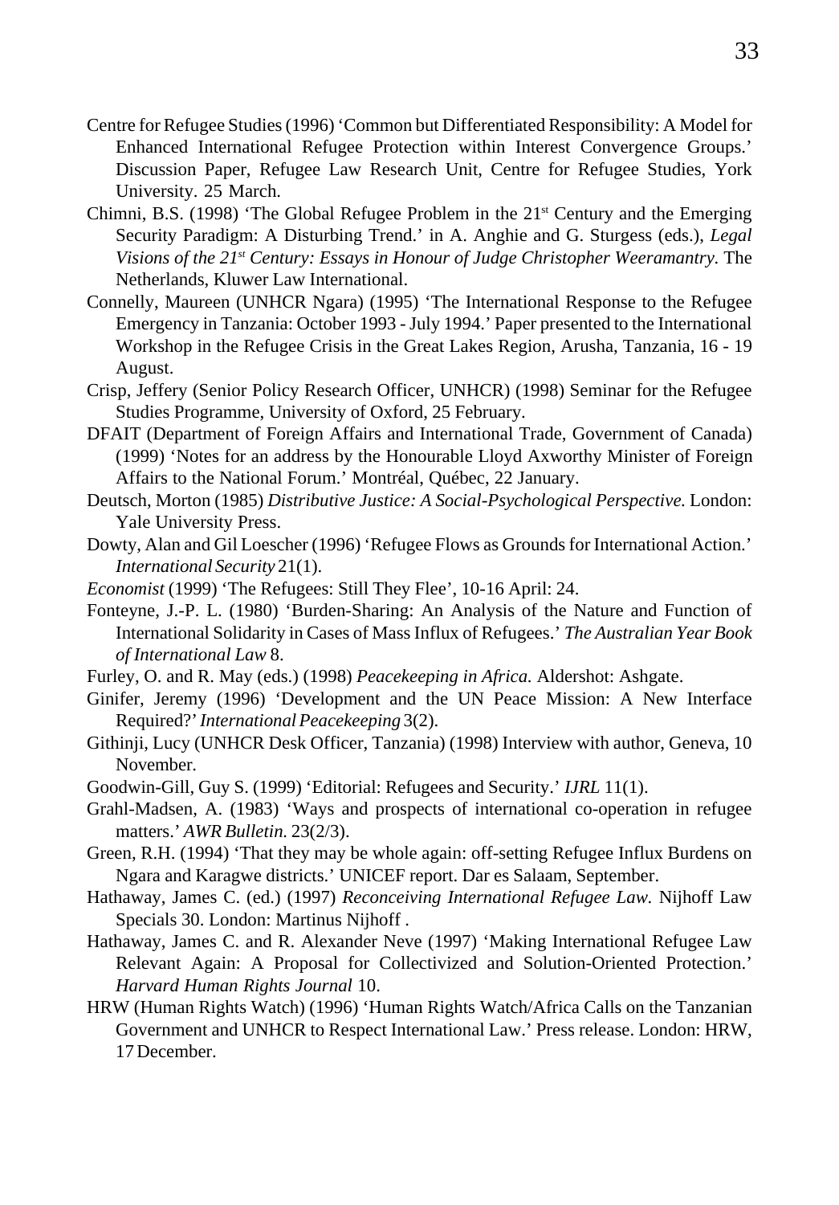Centre for Refugee Studies (1996) 'Common but Differentiated Responsibility: A Model for Enhanced International Refugee Protection within Interest Convergence Groups.' Discussion Paper, Refugee Law Research Unit, Centre for Refugee Studies, York University. 25 March.

Chimni, B.S. (1998) 'The Global Refugee Problem in the 21st Century and the Emerging Security Paradigm: A Disturbing Trend.' in A. Anghie and G. Sturgess (eds.), *Legal Visions of the 21st Century: Essays in Honour of Judge Christopher Weeramantry.* The Netherlands, Kluwer Law International.

Connelly, Maureen (UNHCR Ngara) (1995) 'The International Response to the Refugee Emergency in Tanzania: October 1993 - July 1994.' Paper presented to the International Workshop in the Refugee Crisis in the Great Lakes Region, Arusha, Tanzania, 16 - 19 August.

Crisp, Jeffery (Senior Policy Research Officer, UNHCR) (1998) Seminar for the Refugee Studies Programme, University of Oxford, 25 February.

DFAIT (Department of Foreign Affairs and International Trade, Government of Canada) (1999) 'Notes for an address by the Honourable Lloyd Axworthy Minister of Foreign Affairs to the National Forum.' Montréal, Québec, 22 January.

Deutsch, Morton (1985) *Distributive Justice: A Social-Psychological Perspective.* London: Yale University Press.

Dowty, Alan and Gil Loescher (1996) 'Refugee Flows as Grounds for International Action.' *International Security* 21(1).

*Economist* (1999) 'The Refugees: Still They Flee', 10-16 April: 24.

Fonteyne, J.-P. L. (1980) 'Burden-Sharing: An Analysis of the Nature and Function of International Solidarity in Cases of Mass Influx of Refugees.' *The Australian Year Book of International Law* 8.

Furley, O. and R. May (eds.) (1998) *Peacekeeping in Africa.* Aldershot: Ashgate.

Ginifer, Jeremy (1996) 'Development and the UN Peace Mission: A New Interface Required?' *International Peacekeeping* 3(2).

Githinji, Lucy (UNHCR Desk Officer, Tanzania) (1998) Interview with author, Geneva, 10 November.

Goodwin-Gill, Guy S. (1999) 'Editorial: Refugees and Security.' *IJRL* 11(1).

Grahl-Madsen, A. (1983) 'Ways and prospects of international co-operation in refugee matters.' *AWR Bulletin.* 23(2/3).

Green, R.H. (1994) 'That they may be whole again: off-setting Refugee Influx Burdens on Ngara and Karagwe districts.' UNICEF report. Dar es Salaam, September.

Hathaway, James C. (ed.) (1997) *Reconceiving International Refugee Law.* Nijhoff Law Specials 30. London: Martinus Nijhoff .

Hathaway, James C. and R. Alexander Neve (1997) 'Making International Refugee Law Relevant Again: A Proposal for Collectivized and Solution-Oriented Protection.' *Harvard Human Rights Journal* 10.

HRW (Human Rights Watch) (1996) 'Human Rights Watch/Africa Calls on the Tanzanian Government and UNHCR to Respect International Law.' Press release. London: HRW, 17 December.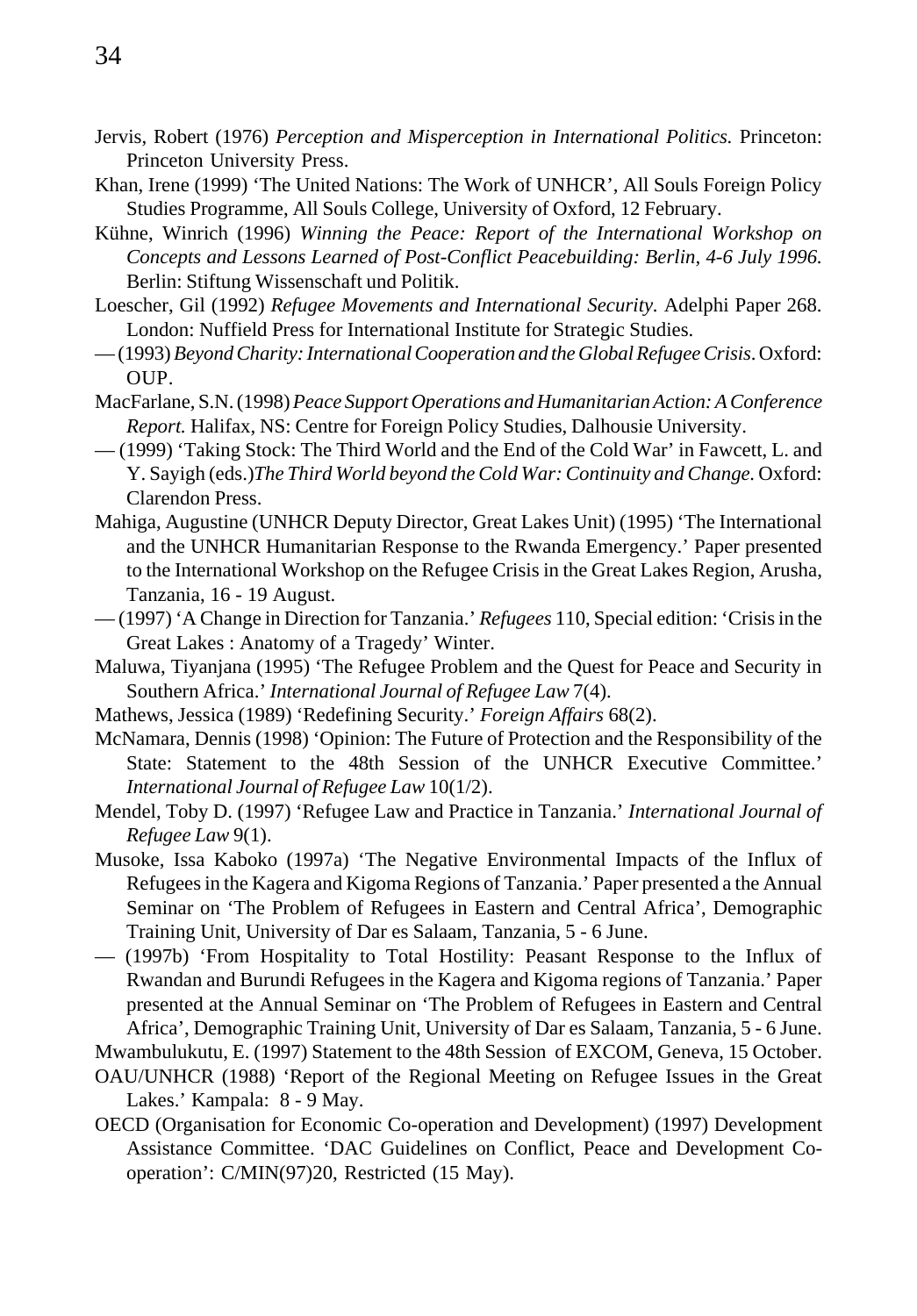Jervis, Robert (1976) *Perception and Misperception in International Politics.* Princeton: Princeton University Press.

Khan, Irene (1999) 'The United Nations: The Work of UNHCR', All Souls Foreign Policy Studies Programme, All Souls College, University of Oxford, 12 February.

Kühne, Winrich (1996) *Winning the Peace: Report of the International Workshop on Concepts and Lessons Learned of Post-Conflict Peacebuilding: Berlin, 4-6 July 1996.* Berlin: Stiftung Wissenschaft und Politik.

Loescher, Gil (1992) *Refugee Movements and International Security.* Adelphi Paper 268. London: Nuffield Press for International Institute for Strategic Studies.

— (1993) *Beyond Charity: International Cooperation and the Global Refugee Crisis.* Oxford: OUP.

MacFarlane, S.N. (1998) *Peace Support Operations and Humanitarian Action: A Conference Report.* Halifax, NS: Centre for Foreign Policy Studies, Dalhousie University.

— (1999) 'Taking Stock: The Third World and the End of the Cold War' in Fawcett, L. and Y. Sayigh (eds.)*The Third World beyond the Cold War: Continuity and Change.* Oxford: Clarendon Press.

Mahiga, Augustine (UNHCR Deputy Director, Great Lakes Unit) (1995) 'The International and the UNHCR Humanitarian Response to the Rwanda Emergency.' Paper presented to the International Workshop on the Refugee Crisis in the Great Lakes Region, Arusha, Tanzania, 16 - 19 August.

— (1997) 'A Change in Direction for Tanzania.' *Refugees* 110, Special edition: 'Crisis in the Great Lakes : Anatomy of a Tragedy' Winter.

Maluwa, Tiyanjana (1995) 'The Refugee Problem and the Quest for Peace and Security in Southern Africa.' *International Journal of Refugee Law* 7(4).

Mathews, Jessica (1989) 'Redefining Security.' *Foreign Affairs* 68(2).

McNamara, Dennis (1998) 'Opinion: The Future of Protection and the Responsibility of the State: Statement to the 48th Session of the UNHCR Executive Committee.' *International Journal of Refugee Law* 10(1/2).

Mendel, Toby D. (1997) 'Refugee Law and Practice in Tanzania.' *International Journal of Refugee Law* 9(1).

Musoke, Issa Kaboko (1997a) 'The Negative Environmental Impacts of the Influx of Refugees in the Kagera and Kigoma Regions of Tanzania.' Paper presented a the Annual Seminar on 'The Problem of Refugees in Eastern and Central Africa', Demographic Training Unit, University of Dar es Salaam, Tanzania, 5 - 6 June.

— (1997b) 'From Hospitality to Total Hostility: Peasant Response to the Influx of Rwandan and Burundi Refugees in the Kagera and Kigoma regions of Tanzania.' Paper presented at the Annual Seminar on 'The Problem of Refugees in Eastern and Central Africa', Demographic Training Unit, University of Dar es Salaam, Tanzania, 5 - 6 June.

Mwambulukutu, E. (1997) Statement to the 48th Session of EXCOM, Geneva, 15 October.

OAU/UNHCR (1988) 'Report of the Regional Meeting on Refugee Issues in the Great Lakes.' Kampala: 8 - 9 May.

OECD (Organisation for Economic Co-operation and Development) (1997) Development Assistance Committee. 'DAC Guidelines on Conflict, Peace and Development Co-operation': C/MIN(97)20, Restricted (15 May).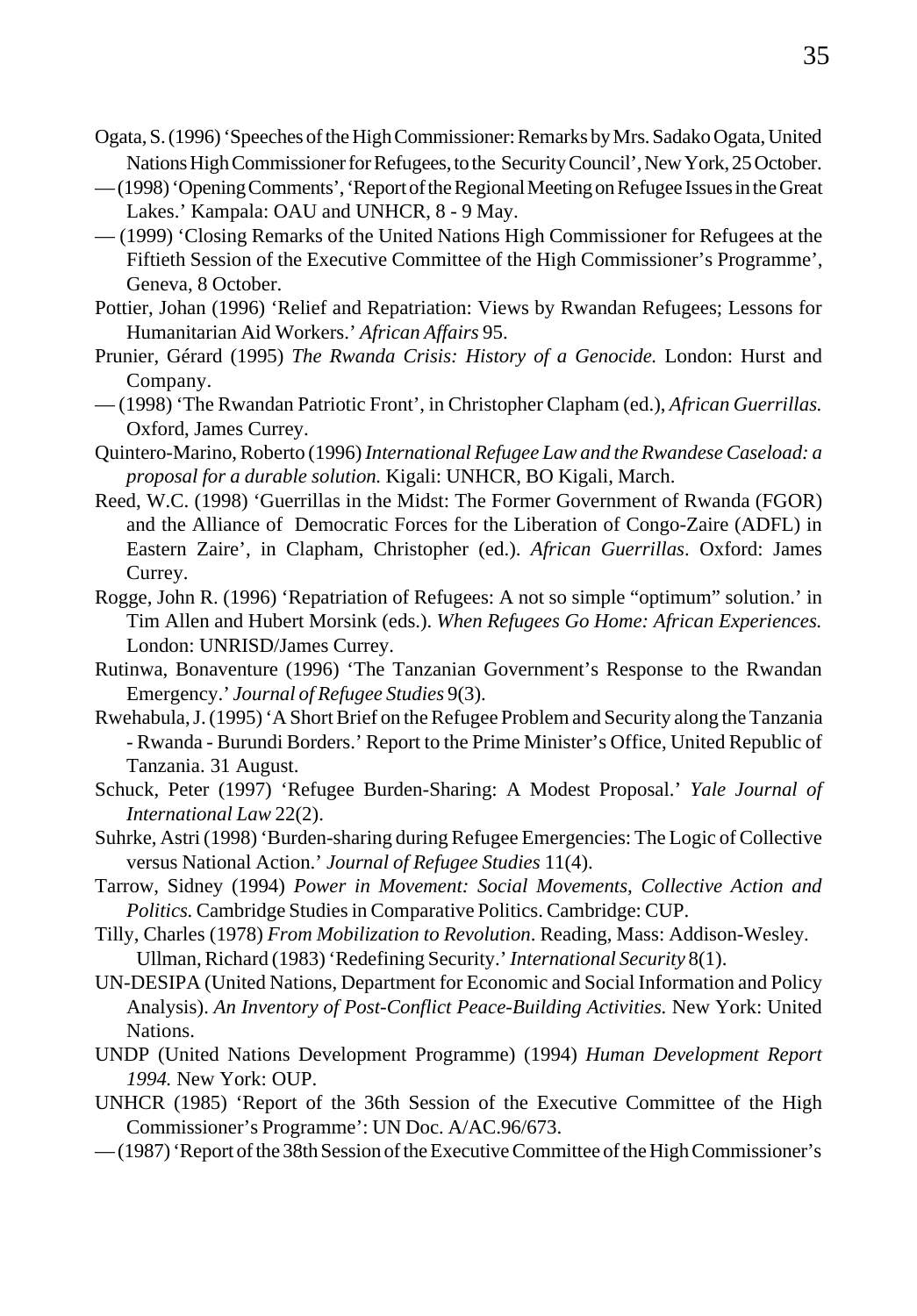Ogata, S. (1996) 'Speeches of the High Commissioner: Remarks by Mrs. Sadako Ogata, United Nations High Commissioner for Refugees, to the Security Council', New York, 25 October.

— (1998) 'Opening Comments', 'Report of the Regional Meeting on Refugee Issues in the Great Lakes.' Kampala: OAU and UNHCR, 8 - 9 May.

— (1999) 'Closing Remarks of the United Nations High Commissioner for Refugees at the Fiftieth Session of the Executive Committee of the High Commissioner's Programme', Geneva, 8 October.

Pottier, Johan (1996) 'Relief and Repatriation: Views by Rwandan Refugees; Lessons for Humanitarian Aid Workers.' *African Affairs* 95.

Prunier, Gérard (1995) *The Rwanda Crisis: History of a Genocide.* London: Hurst and Company.

— (1998) 'The Rwandan Patriotic Front', in Christopher Clapham (ed.), *African Guerrillas.* Oxford, James Currey.

Quintero-Marino, Roberto (1996) *International Refugee Law and the Rwandese Caseload: a proposal for a durable solution.* Kigali: UNHCR, BO Kigali, March.

Reed, W.C. (1998) 'Guerrillas in the Midst: The Former Government of Rwanda (FGOR) and the Alliance of Democratic Forces for the Liberation of Congo-Zaire (ADFL) in Eastern Zaire', in Clapham, Christopher (ed.). *African Guerrillas*. Oxford: James Currey.

Rogge, John R. (1996) 'Repatriation of Refugees: A not so simple "optimum" solution.' in Tim Allen and Hubert Morsink (eds.). *When Refugees Go Home: African Experiences.* London: UNRISD/James Currey.

Rutinwa, Bonaventure (1996) 'The Tanzanian Government's Response to the Rwandan Emergency.' *Journal of Refugee Studies* 9(3).

Rwehabula, J. (1995) 'A Short Brief on the Refugee Problem and Security along the Tanzania - Rwanda - Burundi Borders.' Report to the Prime Minister's Office, United Republic of Tanzania. 31 August.

Schuck, Peter (1997) 'Refugee Burden-Sharing: A Modest Proposal.' *Yale Journal of International Law* 22(2).

Suhrke, Astri (1998) 'Burden-sharing during Refugee Emergencies: The Logic of Collective versus National Action.' *Journal of Refugee Studies* 11(4).

Tarrow, Sidney (1994) *Power in Movement: Social Movements, Collective Action and Politics.* Cambridge Studies in Comparative Politics. Cambridge: CUP.

Tilly, Charles (1978) *From Mobilization to Revolution*. Reading, Mass: Addison-Wesley.

Ullman, Richard (1983) 'Redefining Security.' *International Security* 8(1).

UN-DESIPA (United Nations, Department for Economic and Social Information and Policy Analysis). *An Inventory of Post-Conflict Peace-Building Activities.* New York: United Nations.

UNDP (United Nations Development Programme) (1994) *Human Development Report 1994.* New York: OUP.

UNHCR (1985) 'Report of the 36th Session of the Executive Committee of the High Commissioner's Programme': UN Doc. A/AC.96/673.

— (1987) 'Report of the 38th Session of the Executive Committee of the High Commissioner's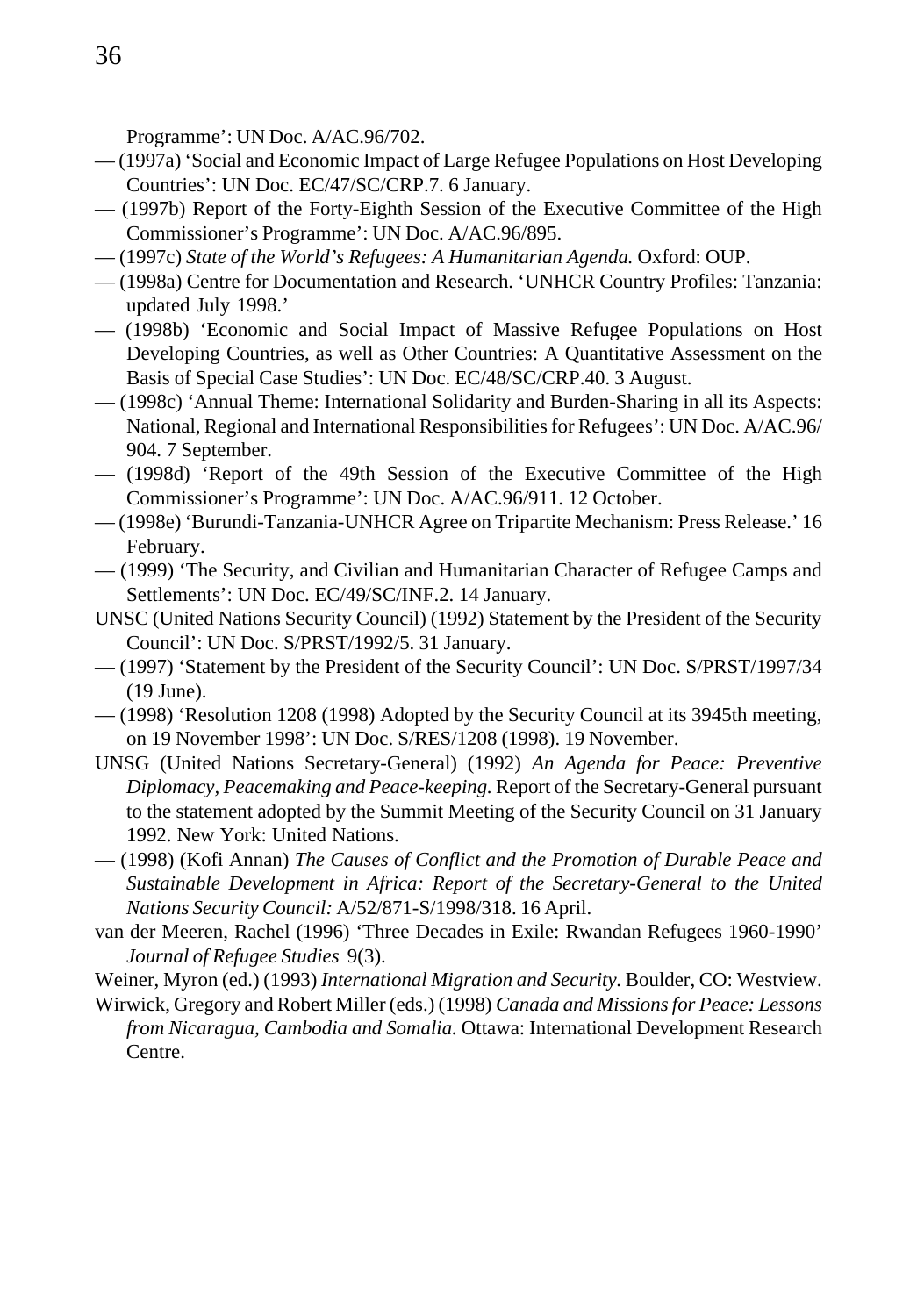Programme': UN Doc. A/AC.96/702.

— (1997a) 'Social and Economic Impact of Large Refugee Populations on Host Developing Countries': UN Doc. EC/47/SC/CRP.7. 6 January.

— (1997b) Report of the Forty-Eighth Session of the Executive Committee of the High Commissioner's Programme': UN Doc. A/AC.96/895.

— (1997c) *State of the World's Refugees: A Humanitarian Agenda.* Oxford: OUP.

— (1998a) Centre for Documentation and Research. 'UNHCR Country Profiles: Tanzania: updated July 1998.'

— (1998b) 'Economic and Social Impact of Massive Refugee Populations on Host Developing Countries, as well as Other Countries: A Quantitative Assessment on the Basis of Special Case Studies': UN Doc. EC/48/SC/CRP.40. 3 August.

— (1998c) 'Annual Theme: International Solidarity and Burden-Sharing in all its Aspects: National, Regional and International Responsibilities for Refugees': UN Doc. A/AC.96/904. 7 September.

— (1998d) 'Report of the 49th Session of the Executive Committee of the High Commissioner's Programme': UN Doc. A/AC.96/911. 12 October.

— (1998e) 'Burundi-Tanzania-UNHCR Agree on Tripartite Mechanism: Press Release.' 16 February.

— (1999) 'The Security, and Civilian and Humanitarian Character of Refugee Camps and Settlements': UN Doc. EC/49/SC/INF.2. 14 January.

UNSC (United Nations Security Council) (1992) Statement by the President of the Security Council': UN Doc. S/PRST/1992/5. 31 January.

— (1997) 'Statement by the President of the Security Council': UN Doc. S/PRST/1997/34 (19 June).

— (1998) 'Resolution 1208 (1998) Adopted by the Security Council at its 3945th meeting, on 19 November 1998': UN Doc. S/RES/1208 (1998). 19 November.

UNSG (United Nations Secretary-General) (1992) *An Agenda for Peace: Preventive Diplomacy, Peacemaking and Peace-keeping.* Report of the Secretary-General pursuant to the statement adopted by the Summit Meeting of the Security Council on 31 January 1992. New York: United Nations.

— (1998) (Kofi Annan) *The Causes of Conflict and the Promotion of Durable Peace and Sustainable Development in Africa: Report of the Secretary-General to the United Nations Security Council:* A/52/871-S/1998/318. 16 April.

van der Meeren, Rachel (1996) 'Three Decades in Exile: Rwandan Refugees 1960-1990' *Journal of Refugee Studies* 9(3).

Weiner, Myron (ed.) (1993) *International Migration and Security.* Boulder, CO: Westview.

Wirwick, Gregory and Robert Miller (eds.) (1998) *Canada and Missions for Peace: Lessons from Nicaragua, Cambodia and Somalia.* Ottawa: International Development Research Centre.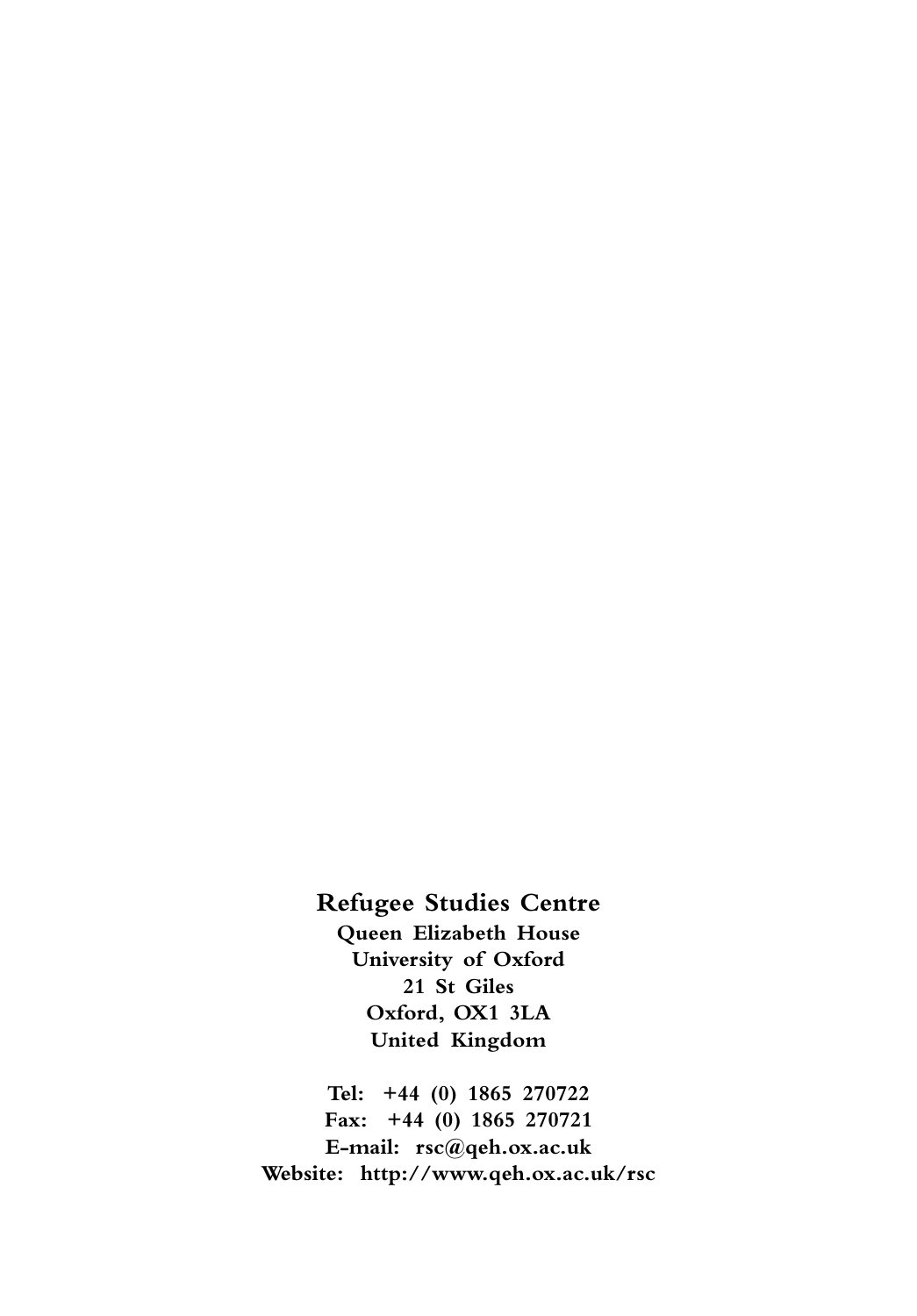**Refugee Studies Centre**

**Queen Elizabeth House**
**University of Oxford**
**21 St Giles**
**Oxford, OX1 3LA**
**United Kingdom**

**Tel: +44 (0) 1865 270722**
**Fax: +44 (0) 1865 270721**
**E-mail: rsc@qeh.ox.ac.uk**
**Website: http://www.qeh.ox.ac.uk/rsc**